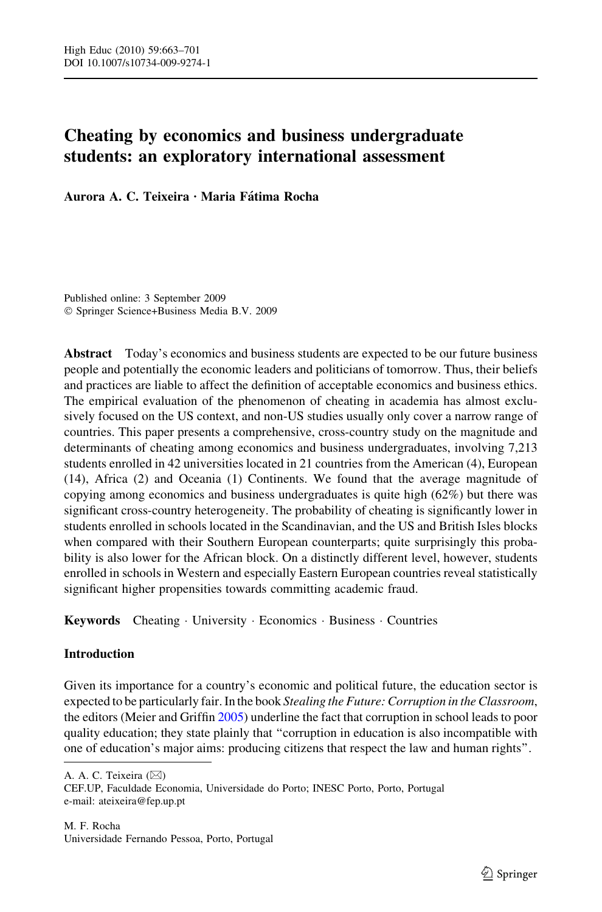# Cheating by economics and business undergraduate students: an exploratory international assessment

**Aurora A. C. Teixeira · Maria Fátima Rocha**

Published online: 3 September 2009
© Springer Science+Business Media B.V. 2009

**Abstract** Today's economics and business students are expected to be our future business people and potentially the economic leaders and politicians of tomorrow. Thus, their beliefs and practices are liable to affect the definition of acceptable economics and business ethics. The empirical evaluation of the phenomenon of cheating in academia has almost exclusively focused on the US context, and non-US studies usually only cover a narrow range of countries. This paper presents a comprehensive, cross-country study on the magnitude and determinants of cheating among economics and business undergraduates, involving 7,213 students enrolled in 42 universities located in 21 countries from the American (4), European (14), Africa (2) and Oceania (1) Continents. We found that the average magnitude of copying among economics and business undergraduates is quite high (62%) but there was significant cross-country heterogeneity. The probability of cheating is significantly lower in students enrolled in schools located in the Scandinavian, and the US and British Isles blocks when compared with their Southern European counterparts; quite surprisingly this probability is also lower for the African block. On a distinctly different level, however, students enrolled in schools in Western and especially Eastern European countries reveal statistically significant higher propensities towards committing academic fraud.

**Keywords** Cheating · University · Economics · Business · Countries

## Introduction

Given its importance for a country's economic and political future, the education sector is expected to be particularly fair. In the book *Stealing the Future: Corruption in the Classroom*, the editors (Meier and Griffin 2005) underline the fact that corruption in school leads to poor quality education; they state plainly that "corruption in education is also incompatible with one of education's major aims: producing citizens that respect the law and human rights".

---

A. A. C. Teixeira (✉)
CEF.UP, Faculdade Economia, Universidade do Porto; INESC Porto, Porto, Portugal
e-mail: ateixeira@fep.up.pt

M. F. Rocha
Universidade Fernando Pessoa, Porto, Portugal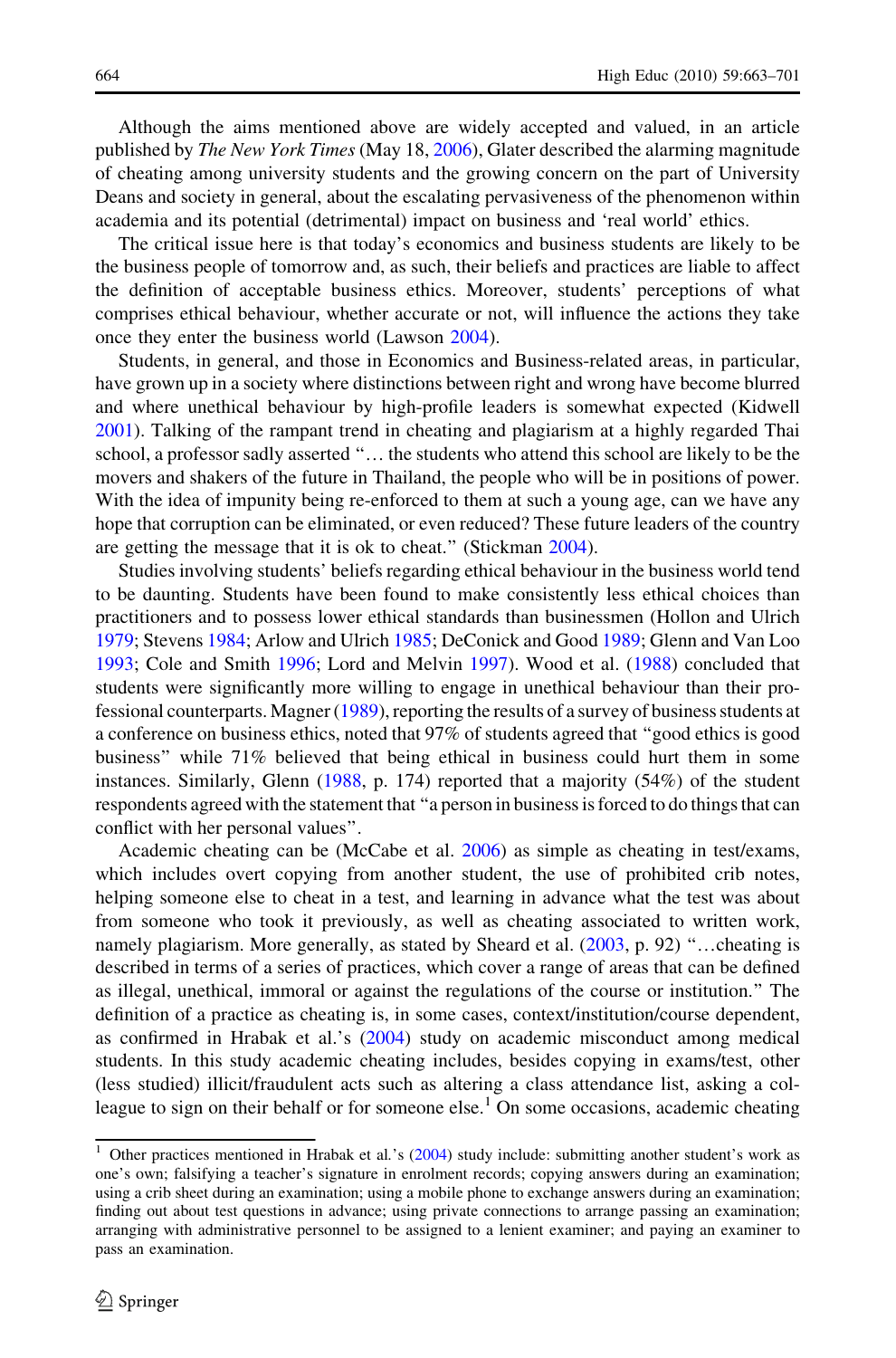Although the aims mentioned above are widely accepted and valued, in an article published by *The New York Times* (May 18, 2006), Glater described the alarming magnitude of cheating among university students and the growing concern on the part of University Deans and society in general, about the escalating pervasiveness of the phenomenon within academia and its potential (detrimental) impact on business and 'real world' ethics.

The critical issue here is that today's economics and business students are likely to be the business people of tomorrow and, as such, their beliefs and practices are liable to affect the definition of acceptable business ethics. Moreover, students' perceptions of what comprises ethical behaviour, whether accurate or not, will influence the actions they take once they enter the business world (Lawson 2004).

Students, in general, and those in Economics and Business-related areas, in particular, have grown up in a society where distinctions between right and wrong have become blurred and where unethical behaviour by high-profile leaders is somewhat expected (Kidwell 2001). Talking of the rampant trend in cheating and plagiarism at a highly regarded Thai school, a professor sadly asserted "… the students who attend this school are likely to be the movers and shakers of the future in Thailand, the people who will be in positions of power. With the idea of impunity being re-enforced to them at such a young age, can we have any hope that corruption can be eliminated, or even reduced? These future leaders of the country are getting the message that it is ok to cheat." (Stickman 2004).

Studies involving students' beliefs regarding ethical behaviour in the business world tend to be daunting. Students have been found to make consistently less ethical choices than practitioners and to possess lower ethical standards than businessmen (Hollon and Ulrich 1979; Stevens 1984; Arlow and Ulrich 1985; DeConick and Good 1989; Glenn and Van Loo 1993; Cole and Smith 1996; Lord and Melvin 1997). Wood et al. (1988) concluded that students were significantly more willing to engage in unethical behaviour than their professional counterparts. Magner (1989), reporting the results of a survey of business students at a conference on business ethics, noted that 97% of students agreed that "good ethics is good business" while 71% believed that being ethical in business could hurt them in some instances. Similarly, Glenn (1988, p. 174) reported that a majority (54%) of the student respondents agreed with the statement that "a person in business is forced to do things that can conflict with her personal values".

Academic cheating can be (McCabe et al. 2006) as simple as cheating in test/exams, which includes overt copying from another student, the use of prohibited crib notes, helping someone else to cheat in a test, and learning in advance what the test was about from someone who took it previously, as well as cheating associated to written work, namely plagiarism. More generally, as stated by Sheard et al. (2003, p. 92) "…cheating is described in terms of a series of practices, which cover a range of areas that can be defined as illegal, unethical, immoral or against the regulations of the course or institution." The definition of a practice as cheating is, in some cases, context/institution/course dependent, as confirmed in Hrabak et al.'s (2004) study on academic misconduct among medical students. In this study academic cheating includes, besides copying in exams/test, other (less studied) illicit/fraudulent acts such as altering a class attendance list, asking a colleague to sign on their behalf or for someone else.[1] On some occasions, academic cheating

[1] Other practices mentioned in Hrabak et al.'s (2004) study include: submitting another student's work as one's own; falsifying a teacher's signature in enrolment records; copying answers during an examination; using a crib sheet during an examination; using a mobile phone to exchange answers during an examination; finding out about test questions in advance; using private connections to arrange passing an examination; arranging with administrative personnel to be assigned to a lenient examiner; and paying an examiner to pass an examination.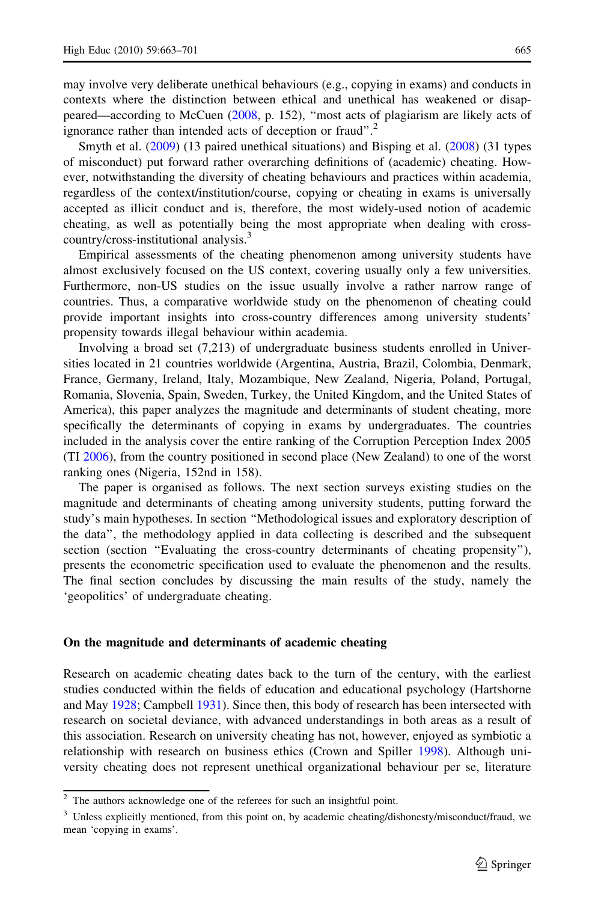may involve very deliberate unethical behaviours (e.g., copying in exams) and conducts in contexts where the distinction between ethical and unethical has weakened or disappeared—according to McCuen (2008, p. 152), "most acts of plagiarism are likely acts of ignorance rather than intended acts of deception or fraud".[2]

Smyth et al. (2009) (13 paired unethical situations) and Bisping et al. (2008) (31 types of misconduct) put forward rather overarching definitions of (academic) cheating. However, notwithstanding the diversity of cheating behaviours and practices within academia, regardless of the context/institution/course, copying or cheating in exams is universally accepted as illicit conduct and is, therefore, the most widely-used notion of academic cheating, as well as potentially being the most appropriate when dealing with cross-country/cross-institutional analysis.[3]

Empirical assessments of the cheating phenomenon among university students have almost exclusively focused on the US context, covering usually only a few universities. Furthermore, non-US studies on the issue usually involve a rather narrow range of countries. Thus, a comparative worldwide study on the phenomenon of cheating could provide important insights into cross-country differences among university students' propensity towards illegal behaviour within academia.

Involving a broad set (7,213) of undergraduate business students enrolled in Universities located in 21 countries worldwide (Argentina, Austria, Brazil, Colombia, Denmark, France, Germany, Ireland, Italy, Mozambique, New Zealand, Nigeria, Poland, Portugal, Romania, Slovenia, Spain, Sweden, Turkey, the United Kingdom, and the United States of America), this paper analyzes the magnitude and determinants of student cheating, more specifically the determinants of copying in exams by undergraduates. The countries included in the analysis cover the entire ranking of the Corruption Perception Index 2005 (TI 2006), from the country positioned in second place (New Zealand) to one of the worst ranking ones (Nigeria, 152nd in 158).

The paper is organised as follows. The next section surveys existing studies on the magnitude and determinants of cheating among university students, putting forward the study's main hypotheses. In section "Methodological issues and exploratory description of the data", the methodology applied in data collecting is described and the subsequent section (section "Evaluating the cross-country determinants of cheating propensity"), presents the econometric specification used to evaluate the phenomenon and the results. The final section concludes by discussing the main results of the study, namely the 'geopolitics' of undergraduate cheating.

## On the magnitude and determinants of academic cheating

Research on academic cheating dates back to the turn of the century, with the earliest studies conducted within the fields of education and educational psychology (Hartshorne and May 1928; Campbell 1931). Since then, this body of research has been intersected with research on societal deviance, with advanced understandings in both areas as a result of this association. Research on university cheating has not, however, enjoyed as symbiotic a relationship with research on business ethics (Crown and Spiller 1998). Although university cheating does not represent unethical organizational behaviour per se, literature

---

[2] The authors acknowledge one of the referees for such an insightful point.

[3] Unless explicitly mentioned, from this point on, by academic cheating/dishonesty/misconduct/fraud, we mean 'copying in exams'.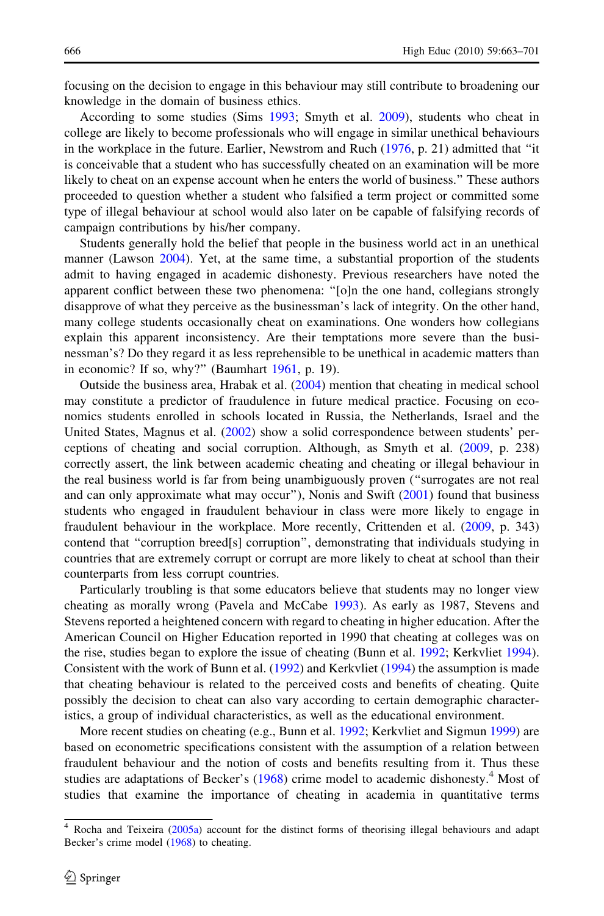focusing on the decision to engage in this behaviour may still contribute to broadening our knowledge in the domain of business ethics.

According to some studies (Sims 1993; Smyth et al. 2009), students who cheat in college are likely to become professionals who will engage in similar unethical behaviours in the workplace in the future. Earlier, Newstrom and Ruch (1976, p. 21) admitted that "it is conceivable that a student who has successfully cheated on an examination will be more likely to cheat on an expense account when he enters the world of business." These authors proceeded to question whether a student who falsified a term project or committed some type of illegal behaviour at school would also later on be capable of falsifying records of campaign contributions by his/her company.

Students generally hold the belief that people in the business world act in an unethical manner (Lawson 2004). Yet, at the same time, a substantial proportion of the students admit to having engaged in academic dishonesty. Previous researchers have noted the apparent conflict between these two phenomena: "[o]n the one hand, collegians strongly disapprove of what they perceive as the businessman's lack of integrity. On the other hand, many college students occasionally cheat on examinations. One wonders how collegians explain this apparent inconsistency. Are their temptations more severe than the businessman's? Do they regard it as less reprehensible to be unethical in academic matters than in economic? If so, why?" (Baumhart 1961, p. 19).

Outside the business area, Hrabak et al. (2004) mention that cheating in medical school may constitute a predictor of fraudulence in future medical practice. Focusing on economics students enrolled in schools located in Russia, the Netherlands, Israel and the United States, Magnus et al. (2002) show a solid correspondence between students' perceptions of cheating and social corruption. Although, as Smyth et al. (2009, p. 238) correctly assert, the link between academic cheating and cheating or illegal behaviour in the real business world is far from being unambiguously proven ("surrogates are not real and can only approximate what may occur"), Nonis and Swift (2001) found that business students who engaged in fraudulent behaviour in class were more likely to engage in fraudulent behaviour in the workplace. More recently, Crittenden et al. (2009, p. 343) contend that "corruption breed[s] corruption", demonstrating that individuals studying in countries that are extremely corrupt or corrupt are more likely to cheat at school than their counterparts from less corrupt countries.

Particularly troubling is that some educators believe that students may no longer view cheating as morally wrong (Pavela and McCabe 1993). As early as 1987, Stevens and Stevens reported a heightened concern with regard to cheating in higher education. After the American Council on Higher Education reported in 1990 that cheating at colleges was on the rise, studies began to explore the issue of cheating (Bunn et al. 1992; Kerkvliet 1994). Consistent with the work of Bunn et al. (1992) and Kerkvliet (1994) the assumption is made that cheating behaviour is related to the perceived costs and benefits of cheating. Quite possibly the decision to cheat can also vary according to certain demographic characteristics, a group of individual characteristics, as well as the educational environment.

More recent studies on cheating (e.g., Bunn et al. 1992; Kerkvliet and Sigmun 1999) are based on econometric specifications consistent with the assumption of a relation between fraudulent behaviour and the notion of costs and benefits resulting from it. Thus these studies are adaptations of Becker's (1968) crime model to academic dishonesty.[4] Most of studies that examine the importance of cheating in academia in quantitative terms

[4] Rocha and Teixeira (2005a) account for the distinct forms of theorising illegal behaviours and adapt Becker's crime model (1968) to cheating.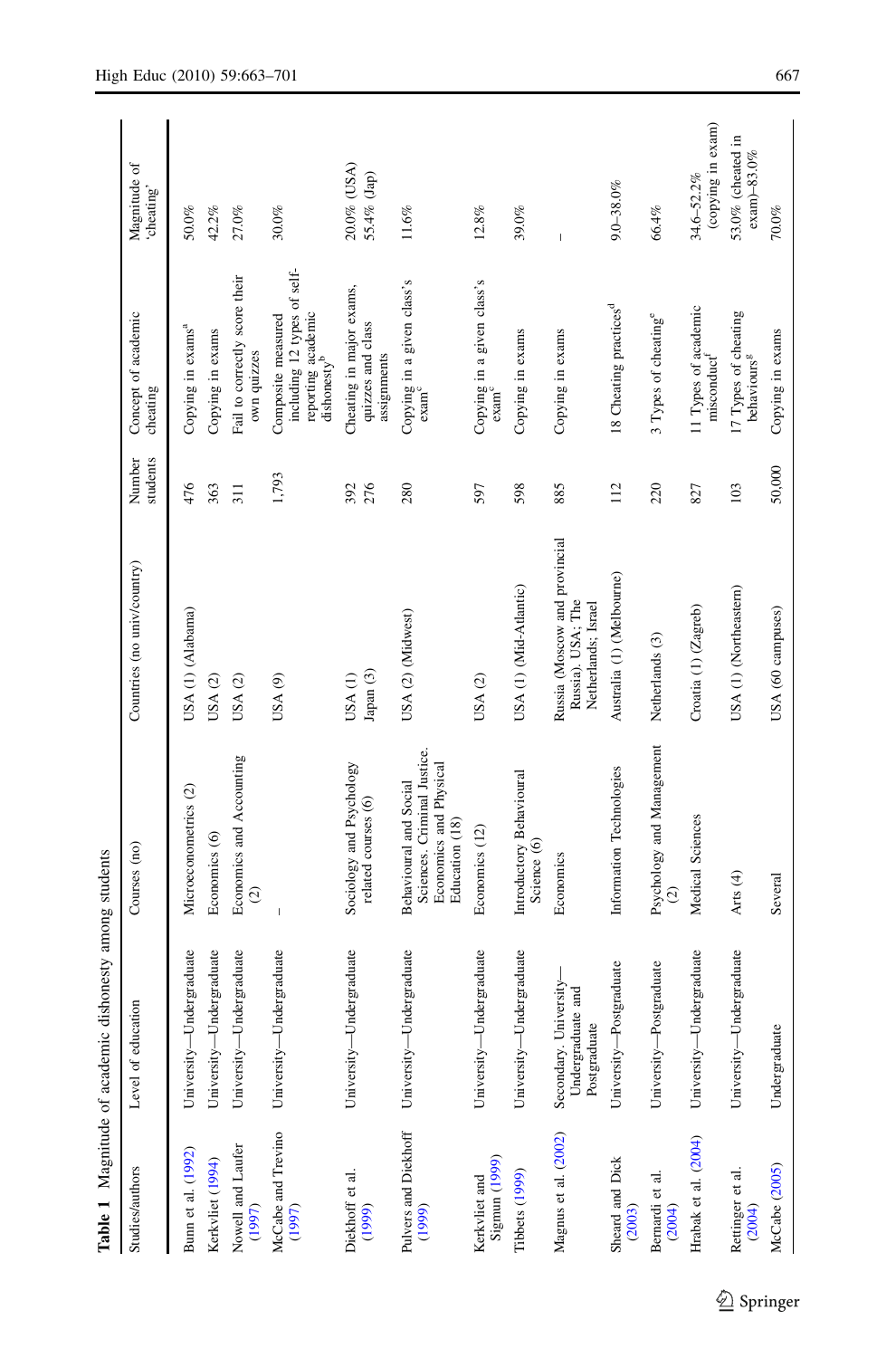**Table 1** Magnitude of academic dishonesty among students

| Studies/authors | Level of education | Courses (no) | Countries (no univ/country) | Number students | Concept of academic cheating | Magnitude of 'cheating' |
|---|---|---|---|---|---|---|
| Bunn et al. (1992) | University—Undergraduate | Microeconometrics (2) | USA (1) (Alabama) | 476 | Copying in exams[a] | 50.0% |
| Kerkvliet (1994) | University—Undergraduate | Economics (6) | USA (2) | 363 | Copying in exams | 42.2% |
| Nowell and Laufer (1997) | University—Undergraduate | Economics and Accounting (2) | USA (2) | 311 | Fail to correctly score their own quizzes | 27.0% |
| McCabe and Trevino (1997) | University—Undergraduate | – | USA (9) | 1,793 | Composite measured including 12 types of self-reporting academic dishonesty[b] | 30.0% |
| Diekhoff et al. (1999) | University—Undergraduate | Sociology and Psychology related courses (6) | USA (1)<br>Japan (3) | 392<br>276 | Cheating in major exams, quizzes and class assignments | 20.0% (USA)<br>55.4% (Jap) |
| Pulvers and Diekhoff (1999) | University—Undergraduate | Behavioural and Social Sciences. Criminal Justice. Economics and Physical Education (18) | USA (2) (Midwest) | 280 | Copying in a given class's exam[c] | 11.6% |
| Kerkvliet and Sigmun (1999) | University—Undergraduate | Economics (12) | USA (2) | 597 | Copying in a given class's exam[c] | 12.8% |
| Tibbets (1999) | University—Undergraduate | Introductory Behavioural Science (6) | USA (1) (Mid-Atlantic) | 598 | Copying in exams | 39.0% |
| Magnus et al. (2002) | Secondary. University—Undergraduate and Postgraduate | Economics | Russia (Moscow and provincial Russia). USA; The Netherlands; Israel | 885 | Copying in exams | – |
| Sheard and Dick (2003) | University—Postgraduate | Information Technologies | Australia (1) (Melbourne) | 112 | 18 Cheating practices[d] | 9.0–38.0% |
| Bernardi et al. (2004) | University—Postgraduate | Psychology and Management (2) | Netherlands (3) | 220 | 3 Types of cheating[e] | 66.4% |
| Hrabak et al. (2004) | University—Undergraduate | Medical Sciences | Croatia (1) (Zagreb) | 827 | 11 Types of academic misconduct[f] | 34.6–52.2% (copying in exam) |
| Rettinger et al. (2004) | University—Undergraduate | Arts (4) | USA (1) (Northeastern) | 103 | 17 Types of cheating behaviours[g] | 53.0% (cheated in exam)–83.0% |
| McCabe (2005) | Undergraduate | Several | USA (60 campuses) | 50,000 | Copying in exams | 70.0% |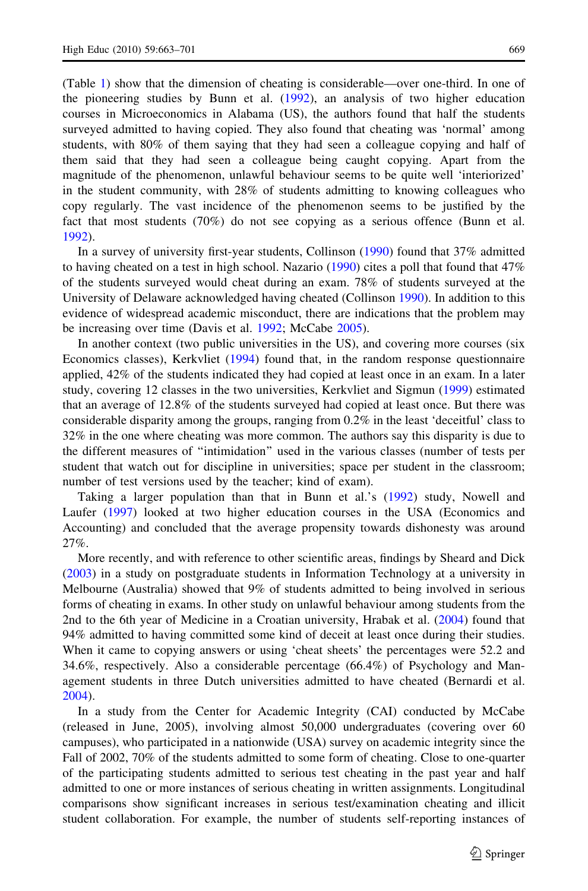(Table 1) show that the dimension of cheating is considerable—over one-third. In one of the pioneering studies by Bunn et al. (1992), an analysis of two higher education courses in Microeconomics in Alabama (US), the authors found that half the students surveyed admitted to having copied. They also found that cheating was 'normal' among students, with 80% of them saying that they had seen a colleague copying and half of them said that they had seen a colleague being caught copying. Apart from the magnitude of the phenomenon, unlawful behaviour seems to be quite well 'interiorized' in the student community, with 28% of students admitting to knowing colleagues who copy regularly. The vast incidence of the phenomenon seems to be justified by the fact that most students (70%) do not see copying as a serious offence (Bunn et al. 1992).

In a survey of university first-year students, Collinson (1990) found that 37% admitted to having cheated on a test in high school. Nazario (1990) cites a poll that found that 47% of the students surveyed would cheat during an exam. 78% of students surveyed at the University of Delaware acknowledged having cheated (Collinson 1990). In addition to this evidence of widespread academic misconduct, there are indications that the problem may be increasing over time (Davis et al. 1992; McCabe 2005).

In another context (two public universities in the US), and covering more courses (six Economics classes), Kerkvliet (1994) found that, in the random response questionnaire applied, 42% of the students indicated they had copied at least once in an exam. In a later study, covering 12 classes in the two universities, Kerkvliet and Sigmun (1999) estimated that an average of 12.8% of the students surveyed had copied at least once. But there was considerable disparity among the groups, ranging from 0.2% in the least 'deceitful' class to 32% in the one where cheating was more common. The authors say this disparity is due to the different measures of "intimidation" used in the various classes (number of tests per student that watch out for discipline in universities; space per student in the classroom; number of test versions used by the teacher; kind of exam).

Taking a larger population than that in Bunn et al.'s (1992) study, Nowell and Laufer (1997) looked at two higher education courses in the USA (Economics and Accounting) and concluded that the average propensity towards dishonesty was around 27%.

More recently, and with reference to other scientific areas, findings by Sheard and Dick (2003) in a study on postgraduate students in Information Technology at a university in Melbourne (Australia) showed that 9% of students admitted to being involved in serious forms of cheating in exams. In other study on unlawful behaviour among students from the 2nd to the 6th year of Medicine in a Croatian university, Hrabak et al. (2004) found that 94% admitted to having committed some kind of deceit at least once during their studies. When it came to copying answers or using 'cheat sheets' the percentages were 52.2 and 34.6%, respectively. Also a considerable percentage (66.4%) of Psychology and Management students in three Dutch universities admitted to have cheated (Bernardi et al. 2004).

In a study from the Center for Academic Integrity (CAI) conducted by McCabe (released in June, 2005), involving almost 50,000 undergraduates (covering over 60 campuses), who participated in a nationwide (USA) survey on academic integrity since the Fall of 2002, 70% of the students admitted to some form of cheating. Close to one-quarter of the participating students admitted to serious test cheating in the past year and half admitted to one or more instances of serious cheating in written assignments. Longitudinal comparisons show significant increases in serious test/examination cheating and illicit student collaboration. For example, the number of students self-reporting instances of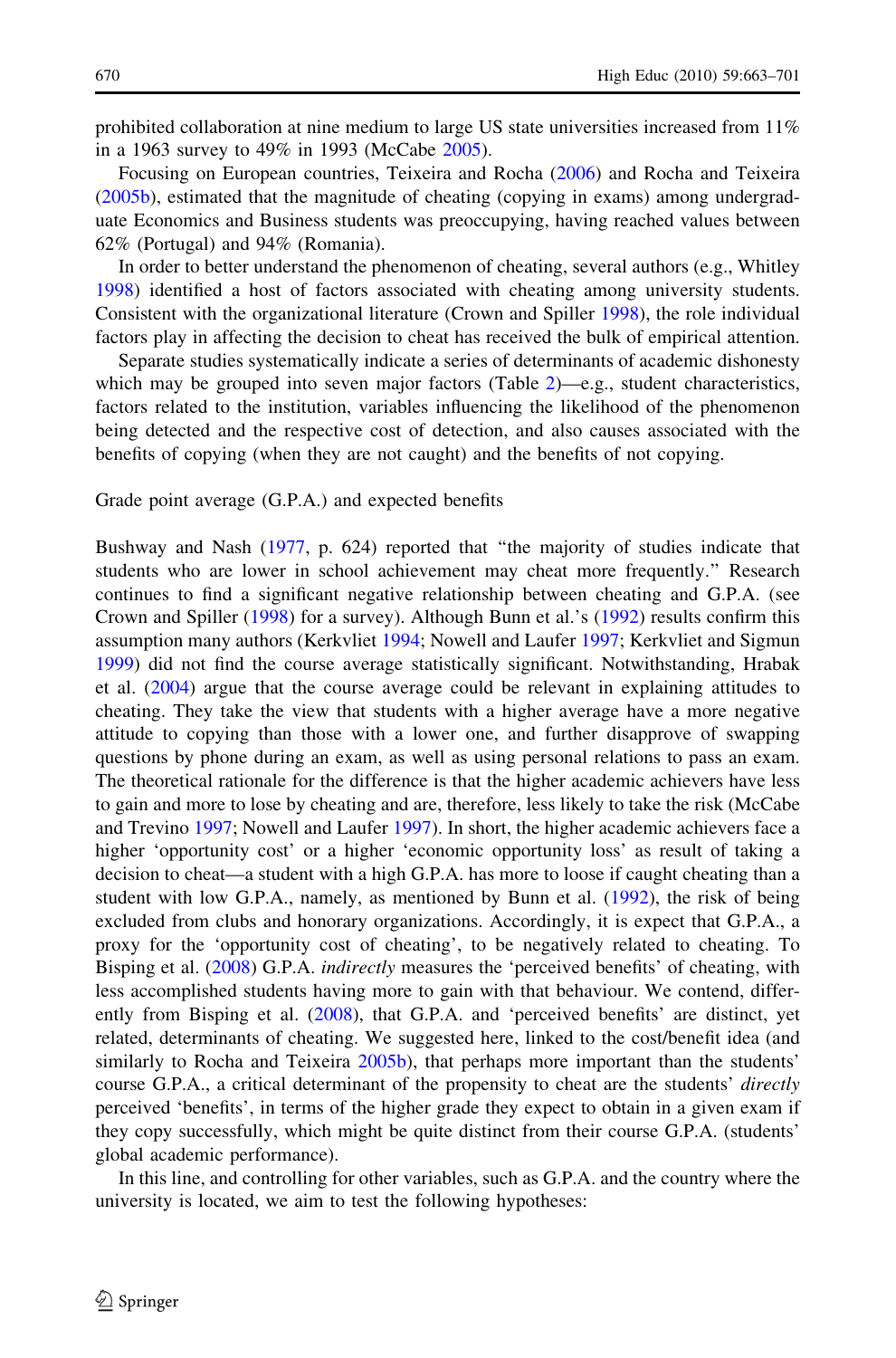prohibited collaboration at nine medium to large US state universities increased from 11% in a 1963 survey to 49% in 1993 (McCabe 2005).

Focusing on European countries, Teixeira and Rocha (2006) and Rocha and Teixeira (2005b), estimated that the magnitude of cheating (copying in exams) among undergraduate Economics and Business students was preoccupying, having reached values between 62% (Portugal) and 94% (Romania).

In order to better understand the phenomenon of cheating, several authors (e.g., Whitley 1998) identified a host of factors associated with cheating among university students. Consistent with the organizational literature (Crown and Spiller 1998), the role individual factors play in affecting the decision to cheat has received the bulk of empirical attention.

Separate studies systematically indicate a series of determinants of academic dishonesty which may be grouped into seven major factors (Table 2)—e.g., student characteristics, factors related to the institution, variables influencing the likelihood of the phenomenon being detected and the respective cost of detection, and also causes associated with the benefits of copying (when they are not caught) and the benefits of not copying.

Grade point average (G.P.A.) and expected benefits

Bushway and Nash (1977, p. 624) reported that "the majority of studies indicate that students who are lower in school achievement may cheat more frequently." Research continues to find a significant negative relationship between cheating and G.P.A. (see Crown and Spiller (1998) for a survey). Although Bunn et al.'s (1992) results confirm this assumption many authors (Kerkvliet 1994; Nowell and Laufer 1997; Kerkvliet and Sigmun 1999) did not find the course average statistically significant. Notwithstanding, Hrabak et al. (2004) argue that the course average could be relevant in explaining attitudes to cheating. They take the view that students with a higher average have a more negative attitude to copying than those with a lower one, and further disapprove of swapping questions by phone during an exam, as well as using personal relations to pass an exam. The theoretical rationale for the difference is that the higher academic achievers have less to gain and more to lose by cheating and are, therefore, less likely to take the risk (McCabe and Trevino 1997; Nowell and Laufer 1997). In short, the higher academic achievers face a higher 'opportunity cost' or a higher 'economic opportunity loss' as result of taking a decision to cheat—a student with a high G.P.A. has more to loose if caught cheating than a student with low G.P.A., namely, as mentioned by Bunn et al. (1992), the risk of being excluded from clubs and honorary organizations. Accordingly, it is expect that G.P.A., a proxy for the 'opportunity cost of cheating', to be negatively related to cheating. To Bisping et al. (2008) G.P.A. *indirectly* measures the 'perceived benefits' of cheating, with less accomplished students having more to gain with that behaviour. We contend, differently from Bisping et al. (2008), that G.P.A. and 'perceived benefits' are distinct, yet related, determinants of cheating. We suggested here, linked to the cost/benefit idea (and similarly to Rocha and Teixeira 2005b), that perhaps more important than the students' course G.P.A., a critical determinant of the propensity to cheat are the students' *directly* perceived 'benefits', in terms of the higher grade they expect to obtain in a given exam if they copy successfully, which might be quite distinct from their course G.P.A. (students' global academic performance).

In this line, and controlling for other variables, such as G.P.A. and the country where the university is located, we aim to test the following hypotheses: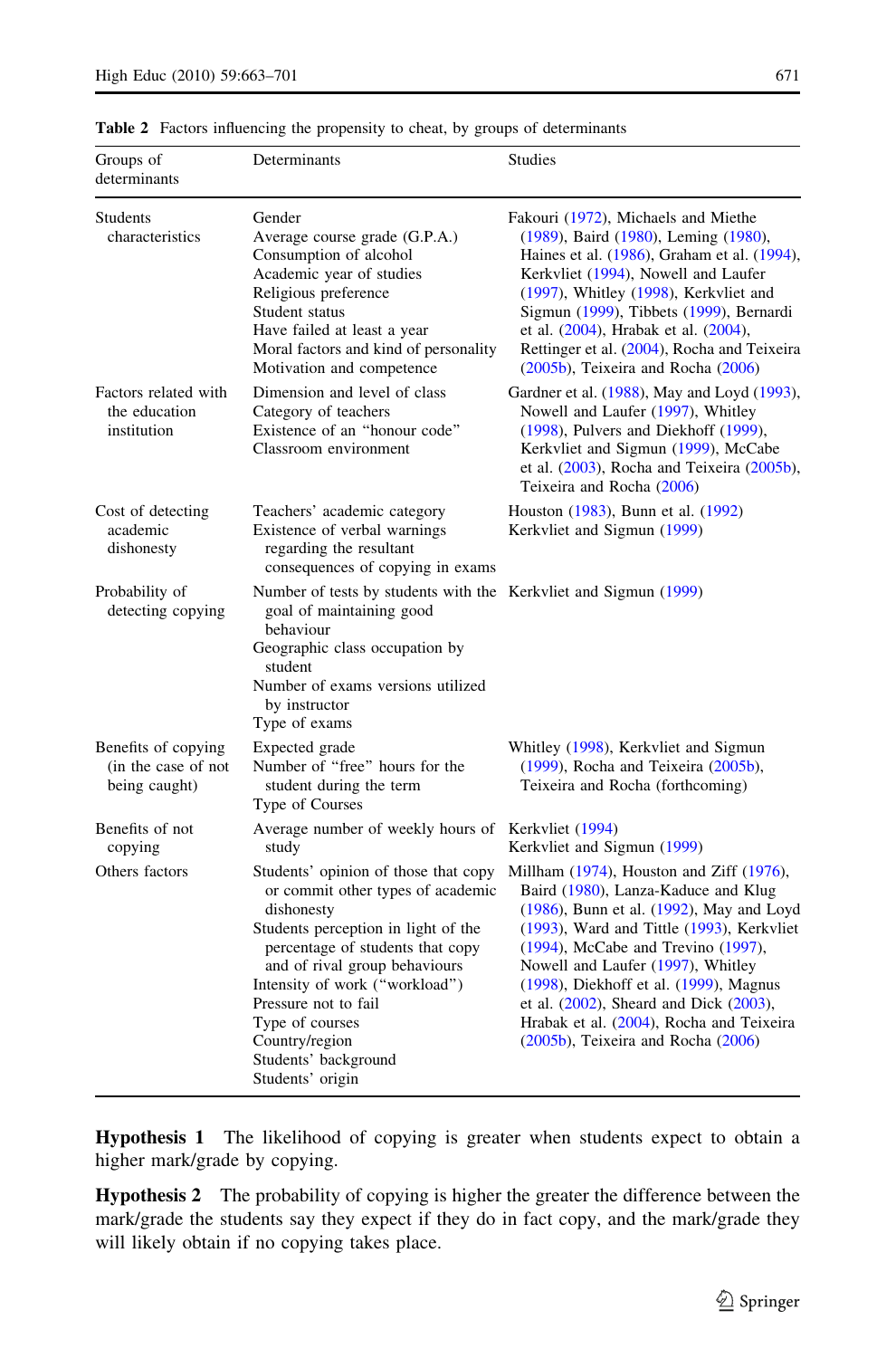**Table 2** Factors influencing the propensity to cheat, by groups of determinants

| Groups of determinants | Determinants | Studies |
|---|---|---|
| Students characteristics | Gender<br>Average course grade (G.P.A.)<br>Consumption of alcohol<br>Academic year of studies<br>Religious preference<br>Student status<br>Have failed at least a year<br>Moral factors and kind of personality<br>Motivation and competence | Fakouri (1972), Michaels and Miethe (1989), Baird (1980), Leming (1980), Haines et al. (1986), Graham et al. (1994), Kerkvliet (1994), Nowell and Laufer (1997), Whitley (1998), Kerkvliet and Sigmun (1999), Tibbets (1999), Bernardi et al. (2004), Hrabak et al. (2004), Rettinger et al. (2004), Rocha and Teixeira (2005b), Teixeira and Rocha (2006) |
| Factors related with the education institution | Dimension and level of class<br>Category of teachers<br>Existence of an "honour code"<br>Classroom environment | Gardner et al. (1988), May and Loyd (1993), Nowell and Laufer (1997), Whitley (1998), Pulvers and Diekhoff (1999), Kerkvliet and Sigmun (1999), McCabe et al. (2003), Rocha and Teixeira (2005b), Teixeira and Rocha (2006) |
| Cost of detecting academic dishonesty | Teachers' academic category<br>Existence of verbal warnings regarding the resultant consequences of copying in exams | Houston (1983), Bunn et al. (1992)<br>Kerkvliet and Sigmun (1999) |
| Probability of detecting copying | Number of tests by students with the goal of maintaining good behaviour<br>Geographic class occupation by student<br>Number of exams versions utilized by instructor<br>Type of exams | Kerkvliet and Sigmun (1999) |
| Benefits of copying (in the case of not being caught) | Expected grade<br>Number of "free" hours for the student during the term<br>Type of Courses | Whitley (1998), Kerkvliet and Sigmun (1999), Rocha and Teixeira (2005b), Teixeira and Rocha (forthcoming) |
| Benefits of not copying | Average number of weekly hours of study | Kerkvliet (1994)<br>Kerkvliet and Sigmun (1999) |
| Others factors | Students' opinion of those that copy or commit other types of academic dishonesty<br>Students perception in light of the percentage of students that copy and of rival group behaviours<br>Intensity of work ("workload")<br>Pressure not to fail<br>Type of courses<br>Country/region<br>Students' background<br>Students' origin | Millham (1974), Houston and Ziff (1976), Baird (1980), Lanza-Kaduce and Klug (1986), Bunn et al. (1992), May and Loyd (1993), Ward and Tittle (1993), Kerkvliet (1994), McCabe and Trevino (1997), Nowell and Laufer (1997), Whitley (1998), Diekhoff et al. (1999), Magnus et al. (2002), Sheard and Dick (2003), Hrabak et al. (2004), Rocha and Teixeira (2005b), Teixeira and Rocha (2006) |

**Hypothesis 1** The likelihood of copying is greater when students expect to obtain a higher mark/grade by copying.

**Hypothesis 2** The probability of copying is higher the greater the difference between the mark/grade the students say they expect if they do in fact copy, and the mark/grade they will likely obtain if no copying takes place.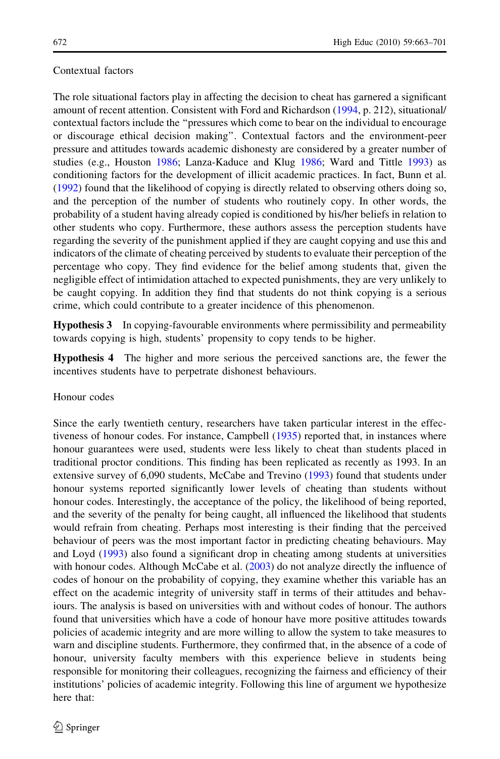### Contextual factors

The role situational factors play in affecting the decision to cheat has garnered a significant amount of recent attention. Consistent with Ford and Richardson (1994, p. 212), situational/contextual factors include the "pressures which come to bear on the individual to encourage or discourage ethical decision making". Contextual factors and the environment-peer pressure and attitudes towards academic dishonesty are considered by a greater number of studies (e.g., Houston 1986; Lanza-Kaduce and Klug 1986; Ward and Tittle 1993) as conditioning factors for the development of illicit academic practices. In fact, Bunn et al. (1992) found that the likelihood of copying is directly related to observing others doing so, and the perception of the number of students who routinely copy. In other words, the probability of a student having already copied is conditioned by his/her beliefs in relation to other students who copy. Furthermore, these authors assess the perception students have regarding the severity of the punishment applied if they are caught copying and use this and indicators of the climate of cheating perceived by students to evaluate their perception of the percentage who copy. They find evidence for the belief among students that, given the negligible effect of intimidation attached to expected punishments, they are very unlikely to be caught copying. In addition they find that students do not think copying is a serious crime, which could contribute to a greater incidence of this phenomenon.

**Hypothesis 3** In copying-favourable environments where permissibility and permeability towards copying is high, students' propensity to copy tends to be higher.

**Hypothesis 4** The higher and more serious the perceived sanctions are, the fewer the incentives students have to perpetrate dishonest behaviours.

### Honour codes

Since the early twentieth century, researchers have taken particular interest in the effectiveness of honour codes. For instance, Campbell (1935) reported that, in instances where honour guarantees were used, students were less likely to cheat than students placed in traditional proctor conditions. This finding has been replicated as recently as 1993. In an extensive survey of 6,090 students, McCabe and Trevino (1993) found that students under honour systems reported significantly lower levels of cheating than students without honour codes. Interestingly, the acceptance of the policy, the likelihood of being reported, and the severity of the penalty for being caught, all influenced the likelihood that students would refrain from cheating. Perhaps most interesting is their finding that the perceived behaviour of peers was the most important factor in predicting cheating behaviours. May and Loyd (1993) also found a significant drop in cheating among students at universities with honour codes. Although McCabe et al. (2003) do not analyze directly the influence of codes of honour on the probability of copying, they examine whether this variable has an effect on the academic integrity of university staff in terms of their attitudes and behaviours. The analysis is based on universities with and without codes of honour. The authors found that universities which have a code of honour have more positive attitudes towards policies of academic integrity and are more willing to allow the system to take measures to warn and discipline students. Furthermore, they confirmed that, in the absence of a code of honour, university faculty members with this experience believe in students being responsible for monitoring their colleagues, recognizing the fairness and efficiency of their institutions' policies of academic integrity. Following this line of argument we hypothesize here that: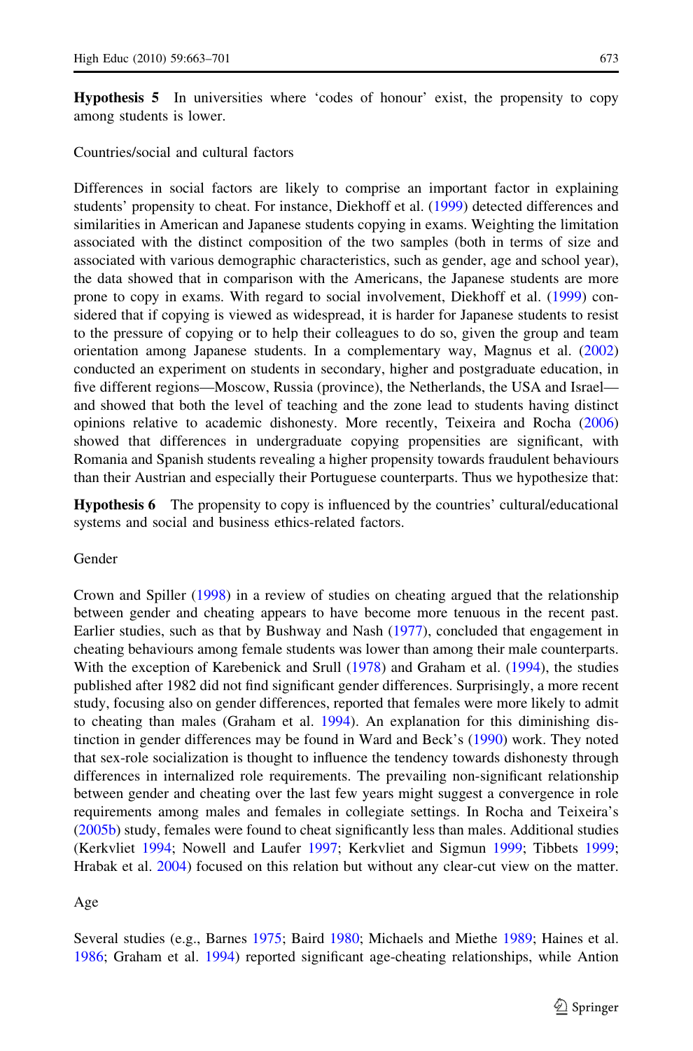**Hypothesis 5** In universities where 'codes of honour' exist, the propensity to copy among students is lower.

Countries/social and cultural factors

Differences in social factors are likely to comprise an important factor in explaining students' propensity to cheat. For instance, Diekhoff et al. (1999) detected differences and similarities in American and Japanese students copying in exams. Weighting the limitation associated with the distinct composition of the two samples (both in terms of size and associated with various demographic characteristics, such as gender, age and school year), the data showed that in comparison with the Americans, the Japanese students are more prone to copy in exams. With regard to social involvement, Diekhoff et al. (1999) considered that if copying is viewed as widespread, it is harder for Japanese students to resist to the pressure of copying or to help their colleagues to do so, given the group and team orientation among Japanese students. In a complementary way, Magnus et al. (2002) conducted an experiment on students in secondary, higher and postgraduate education, in five different regions—Moscow, Russia (province), the Netherlands, the USA and Israel—and showed that both the level of teaching and the zone lead to students having distinct opinions relative to academic dishonesty. More recently, Teixeira and Rocha (2006) showed that differences in undergraduate copying propensities are significant, with Romania and Spanish students revealing a higher propensity towards fraudulent behaviours than their Austrian and especially their Portuguese counterparts. Thus we hypothesize that:

**Hypothesis 6** The propensity to copy is influenced by the countries' cultural/educational systems and social and business ethics-related factors.

Gender

Crown and Spiller (1998) in a review of studies on cheating argued that the relationship between gender and cheating appears to have become more tenuous in the recent past. Earlier studies, such as that by Bushway and Nash (1977), concluded that engagement in cheating behaviours among female students was lower than among their male counterparts. With the exception of Karebenick and Srull (1978) and Graham et al. (1994), the studies published after 1982 did not find significant gender differences. Surprisingly, a more recent study, focusing also on gender differences, reported that females were more likely to admit to cheating than males (Graham et al. 1994). An explanation for this diminishing distinction in gender differences may be found in Ward and Beck's (1990) work. They noted that sex-role socialization is thought to influence the tendency towards dishonesty through differences in internalized role requirements. The prevailing non-significant relationship between gender and cheating over the last few years might suggest a convergence in role requirements among males and females in collegiate settings. In Rocha and Teixeira's (2005b) study, females were found to cheat significantly less than males. Additional studies (Kerkvliet 1994; Nowell and Laufer 1997; Kerkvliet and Sigmun 1999; Tibbets 1999; Hrabak et al. 2004) focused on this relation but without any clear-cut view on the matter.

Age

Several studies (e.g., Barnes 1975; Baird 1980; Michaels and Miethe 1989; Haines et al. 1986; Graham et al. 1994) reported significant age-cheating relationships, while Antion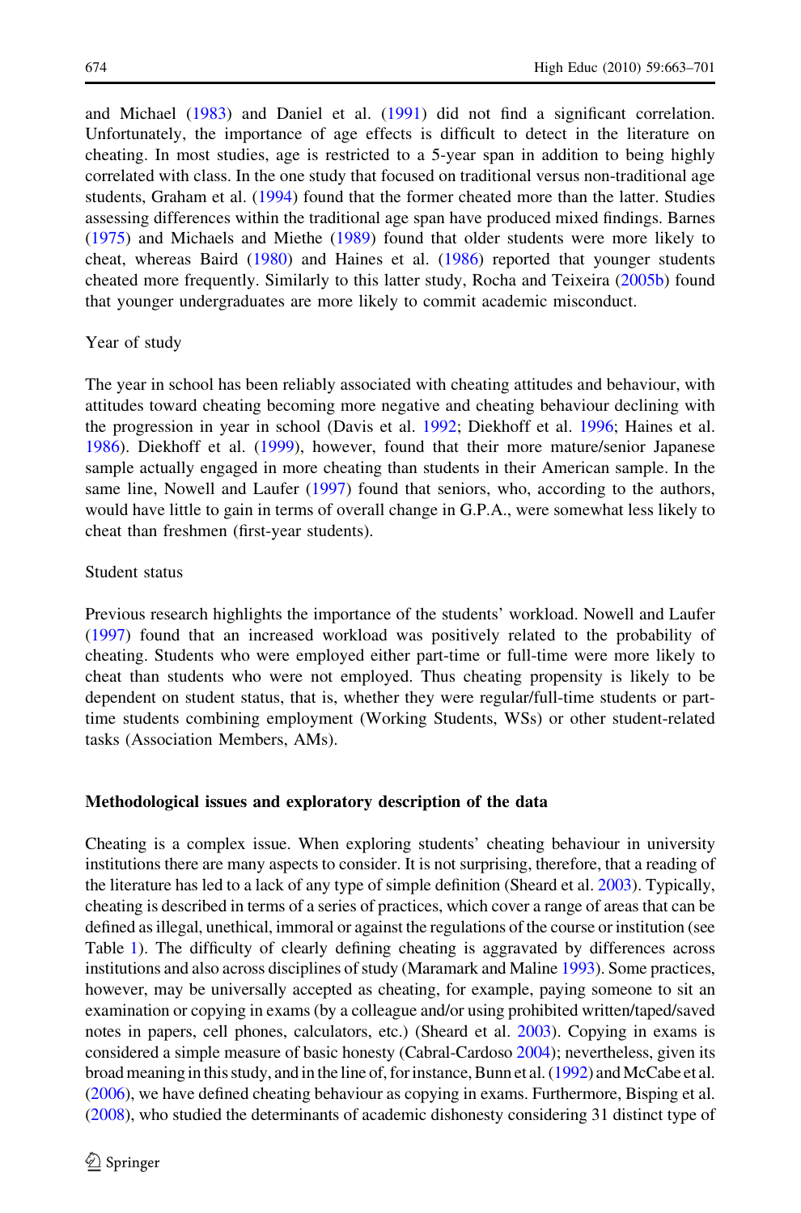and Michael (1983) and Daniel et al. (1991) did not find a significant correlation. Unfortunately, the importance of age effects is difficult to detect in the literature on cheating. In most studies, age is restricted to a 5-year span in addition to being highly correlated with class. In the one study that focused on traditional versus non-traditional age students, Graham et al. (1994) found that the former cheated more than the latter. Studies assessing differences within the traditional age span have produced mixed findings. Barnes (1975) and Michaels and Miethe (1989) found that older students were more likely to cheat, whereas Baird (1980) and Haines et al. (1986) reported that younger students cheated more frequently. Similarly to this latter study, Rocha and Teixeira (2005b) found that younger undergraduates are more likely to commit academic misconduct.

Year of study

The year in school has been reliably associated with cheating attitudes and behaviour, with attitudes toward cheating becoming more negative and cheating behaviour declining with the progression in year in school (Davis et al. 1992; Diekhoff et al. 1996; Haines et al. 1986). Diekhoff et al. (1999), however, found that their more mature/senior Japanese sample actually engaged in more cheating than students in their American sample. In the same line, Nowell and Laufer (1997) found that seniors, who, according to the authors, would have little to gain in terms of overall change in G.P.A., were somewhat less likely to cheat than freshmen (first-year students).

Student status

Previous research highlights the importance of the students' workload. Nowell and Laufer (1997) found that an increased workload was positively related to the probability of cheating. Students who were employed either part-time or full-time were more likely to cheat than students who were not employed. Thus cheating propensity is likely to be dependent on student status, that is, whether they were regular/full-time students or part-time students combining employment (Working Students, WSs) or other student-related tasks (Association Members, AMs).

## Methodological issues and exploratory description of the data

Cheating is a complex issue. When exploring students' cheating behaviour in university institutions there are many aspects to consider. It is not surprising, therefore, that a reading of the literature has led to a lack of any type of simple definition (Sheard et al. 2003). Typically, cheating is described in terms of a series of practices, which cover a range of areas that can be defined as illegal, unethical, immoral or against the regulations of the course or institution (see Table 1). The difficulty of clearly defining cheating is aggravated by differences across institutions and also across disciplines of study (Maramark and Maline 1993). Some practices, however, may be universally accepted as cheating, for example, paying someone to sit an examination or copying in exams (by a colleague and/or using prohibited written/taped/saved notes in papers, cell phones, calculators, etc.) (Sheard et al. 2003). Copying in exams is considered a simple measure of basic honesty (Cabral-Cardoso 2004); nevertheless, given its broad meaning in this study, and in the line of, for instance, Bunn et al. (1992) and McCabe et al. (2006), we have defined cheating behaviour as copying in exams. Furthermore, Bisping et al. (2008), who studied the determinants of academic dishonesty considering 31 distinct type of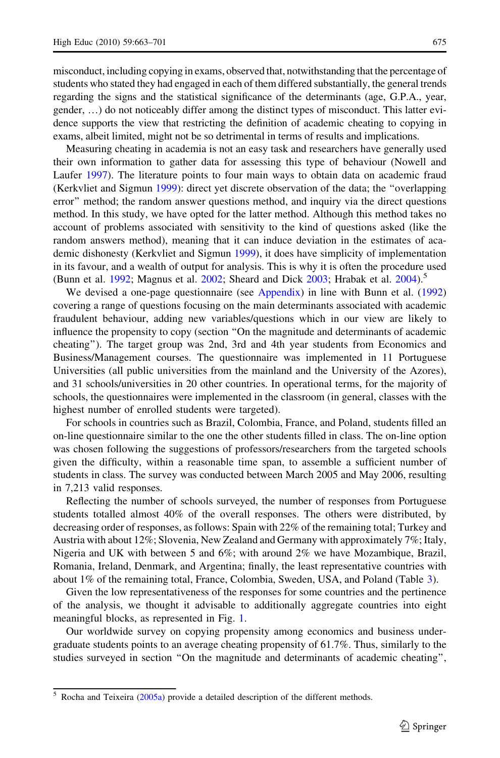misconduct, including copying in exams, observed that, notwithstanding that the percentage of students who stated they had engaged in each of them differed substantially, the general trends regarding the signs and the statistical significance of the determinants (age, G.P.A., year, gender, …) do not noticeably differ among the distinct types of misconduct. This latter evidence supports the view that restricting the definition of academic cheating to copying in exams, albeit limited, might not be so detrimental in terms of results and implications.

Measuring cheating in academia is not an easy task and researchers have generally used their own information to gather data for assessing this type of behaviour (Nowell and Laufer 1997). The literature points to four main ways to obtain data on academic fraud (Kerkvliet and Sigmun 1999): direct yet discrete observation of the data; the "overlapping error" method; the random answer questions method, and inquiry via the direct questions method. In this study, we have opted for the latter method. Although this method takes no account of problems associated with sensitivity to the kind of questions asked (like the random answers method), meaning that it can induce deviation in the estimates of academic dishonesty (Kerkvliet and Sigmun 1999), it does have simplicity of implementation in its favour, and a wealth of output for analysis. This is why it is often the procedure used (Bunn et al. 1992; Magnus et al. 2002; Sheard and Dick 2003; Hrabak et al. 2004).[5]

We devised a one-page questionnaire (see Appendix) in line with Bunn et al. (1992) covering a range of questions focusing on the main determinants associated with academic fraudulent behaviour, adding new variables/questions which in our view are likely to influence the propensity to copy (section "On the magnitude and determinants of academic cheating"). The target group was 2nd, 3rd and 4th year students from Economics and Business/Management courses. The questionnaire was implemented in 11 Portuguese Universities (all public universities from the mainland and the University of the Azores), and 31 schools/universities in 20 other countries. In operational terms, for the majority of schools, the questionnaires were implemented in the classroom (in general, classes with the highest number of enrolled students were targeted).

For schools in countries such as Brazil, Colombia, France, and Poland, students filled an on-line questionnaire similar to the one the other students filled in class. The on-line option was chosen following the suggestions of professors/researchers from the targeted schools given the difficulty, within a reasonable time span, to assemble a sufficient number of students in class. The survey was conducted between March 2005 and May 2006, resulting in 7,213 valid responses.

Reflecting the number of schools surveyed, the number of responses from Portuguese students totalled almost 40% of the overall responses. The others were distributed, by decreasing order of responses, as follows: Spain with 22% of the remaining total; Turkey and Austria with about 12%; Slovenia, New Zealand and Germany with approximately 7%; Italy, Nigeria and UK with between 5 and 6%; with around 2% we have Mozambique, Brazil, Romania, Ireland, Denmark, and Argentina; finally, the least representative countries with about 1% of the remaining total, France, Colombia, Sweden, USA, and Poland (Table 3).

Given the low representativeness of the responses for some countries and the pertinence of the analysis, we thought it advisable to additionally aggregate countries into eight meaningful blocks, as represented in Fig. 1.

Our worldwide survey on copying propensity among economics and business undergraduate students points to an average cheating propensity of 61.7%. Thus, similarly to the studies surveyed in section "On the magnitude and determinants of academic cheating",

---

[5] Rocha and Teixeira (2005a) provide a detailed description of the different methods.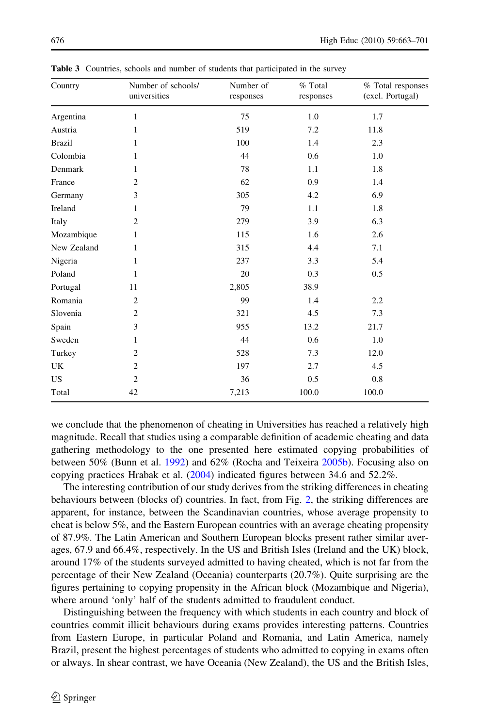**Table 3** Countries, schools and number of students that participated in the survey

| Country | Number of schools/ universities | Number of responses | % Total responses | % Total responses (excl. Portugal) |
|---|---|---|---|---|
| Argentina | 1 | 75 | 1.0 | 1.7 |
| Austria | 1 | 519 | 7.2 | 11.8 |
| Brazil | 1 | 100 | 1.4 | 2.3 |
| Colombia | 1 | 44 | 0.6 | 1.0 |
| Denmark | 1 | 78 | 1.1 | 1.8 |
| France | 2 | 62 | 0.9 | 1.4 |
| Germany | 3 | 305 | 4.2 | 6.9 |
| Ireland | 1 | 79 | 1.1 | 1.8 |
| Italy | 2 | 279 | 3.9 | 6.3 |
| Mozambique | 1 | 115 | 1.6 | 2.6 |
| New Zealand | 1 | 315 | 4.4 | 7.1 |
| Nigeria | 1 | 237 | 3.3 | 5.4 |
| Poland | 1 | 20 | 0.3 | 0.5 |
| Portugal | 11 | 2,805 | 38.9 | |
| Romania | 2 | 99 | 1.4 | 2.2 |
| Slovenia | 2 | 321 | 4.5 | 7.3 |
| Spain | 3 | 955 | 13.2 | 21.7 |
| Sweden | 1 | 44 | 0.6 | 1.0 |
| Turkey | 2 | 528 | 7.3 | 12.0 |
| UK | 2 | 197 | 2.7 | 4.5 |
| US | 2 | 36 | 0.5 | 0.8 |
| Total | 42 | 7,213 | 100.0 | 100.0 |

we conclude that the phenomenon of cheating in Universities has reached a relatively high magnitude. Recall that studies using a comparable definition of academic cheating and data gathering methodology to the one presented here estimated copying probabilities of between 50% (Bunn et al. 1992) and 62% (Rocha and Teixeira 2005b). Focusing also on copying practices Hrabak et al. (2004) indicated figures between 34.6 and 52.2%.

The interesting contribution of our study derives from the striking differences in cheating behaviours between (blocks of) countries. In fact, from Fig. 2, the striking differences are apparent, for instance, between the Scandinavian countries, whose average propensity to cheat is below 5%, and the Eastern European countries with an average cheating propensity of 87.9%. The Latin American and Southern European blocks present rather similar averages, 67.9 and 66.4%, respectively. In the US and British Isles (Ireland and the UK) block, around 17% of the students surveyed admitted to having cheated, which is not far from the percentage of their New Zealand (Oceania) counterparts (20.7%). Quite surprising are the figures pertaining to copying propensity in the African block (Mozambique and Nigeria), where around 'only' half of the students admitted to fraudulent conduct.

Distinguishing between the frequency with which students in each country and block of countries commit illicit behaviours during exams provides interesting patterns. Countries from Eastern Europe, in particular Poland and Romania, and Latin America, namely Brazil, present the highest percentages of students who admitted to copying in exams often or always. In shear contrast, we have Oceania (New Zealand), the US and the British Isles,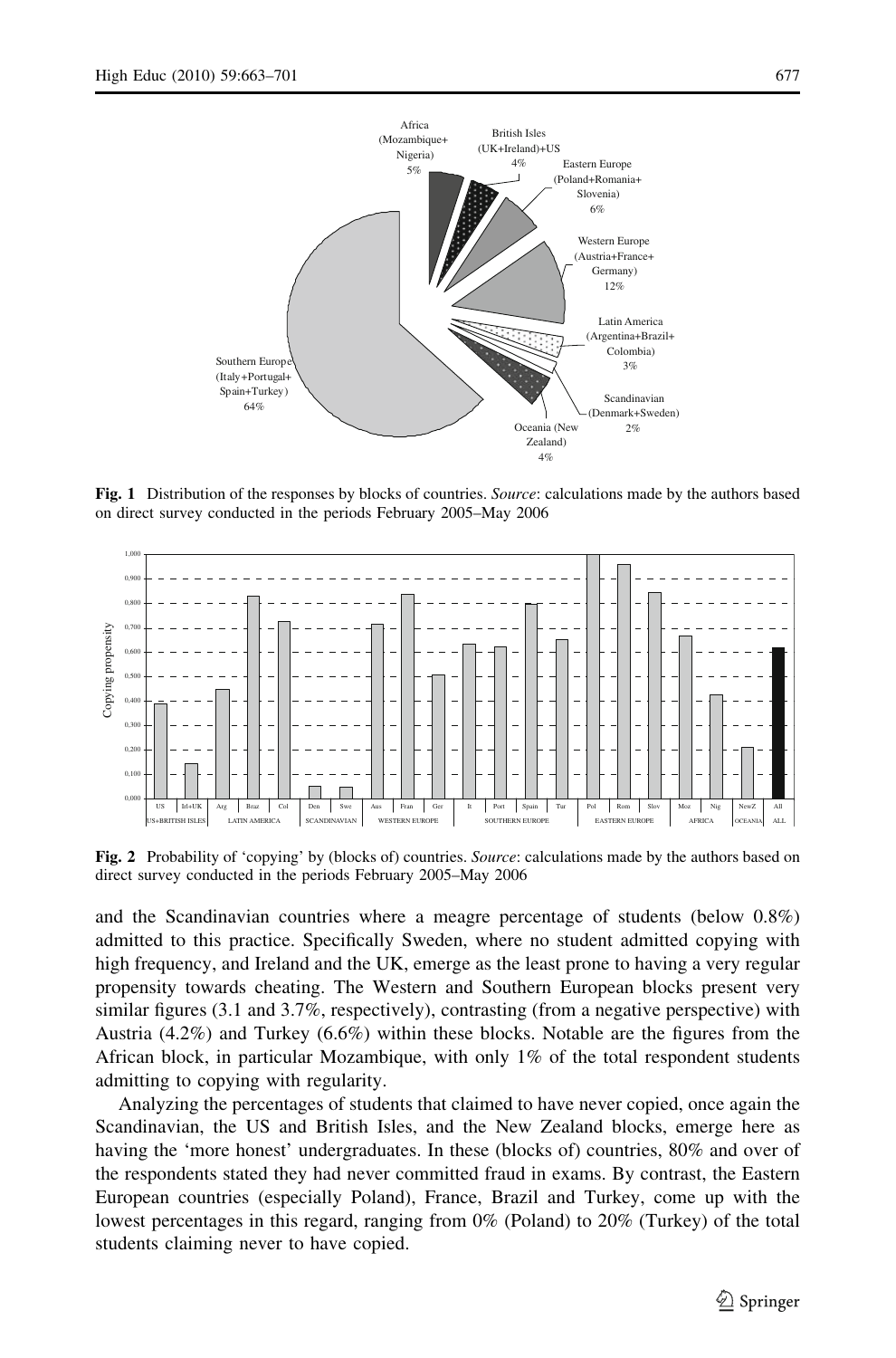**Fig. 1** Distribution of the responses by blocks of countries. *Source*: calculations made by the authors based on direct survey conducted in the periods February 2005–May 2006

**Fig. 2** Probability of 'copying' by (blocks of) countries. *Source*: calculations made by the authors based on direct survey conducted in the periods February 2005–May 2006

and the Scandinavian countries where a meagre percentage of students (below 0.8%) admitted to this practice. Specifically Sweden, where no student admitted copying with high frequency, and Ireland and the UK, emerge as the least prone to having a very regular propensity towards cheating. The Western and Southern European blocks present very similar figures (3.1 and 3.7%, respectively), contrasting (from a negative perspective) with Austria (4.2%) and Turkey (6.6%) within these blocks. Notable are the figures from the African block, in particular Mozambique, with only 1% of the total respondent students admitting to copying with regularity.

Analyzing the percentages of students that claimed to have never copied, once again the Scandinavian, the US and British Isles, and the New Zealand blocks, emerge here as having the 'more honest' undergraduates. In these (blocks of) countries, 80% and over of the respondents stated they had never committed fraud in exams. By contrast, the Eastern European countries (especially Poland), France, Brazil and Turkey, come up with the lowest percentages in this regard, ranging from 0% (Poland) to 20% (Turkey) of the total students claiming never to have copied.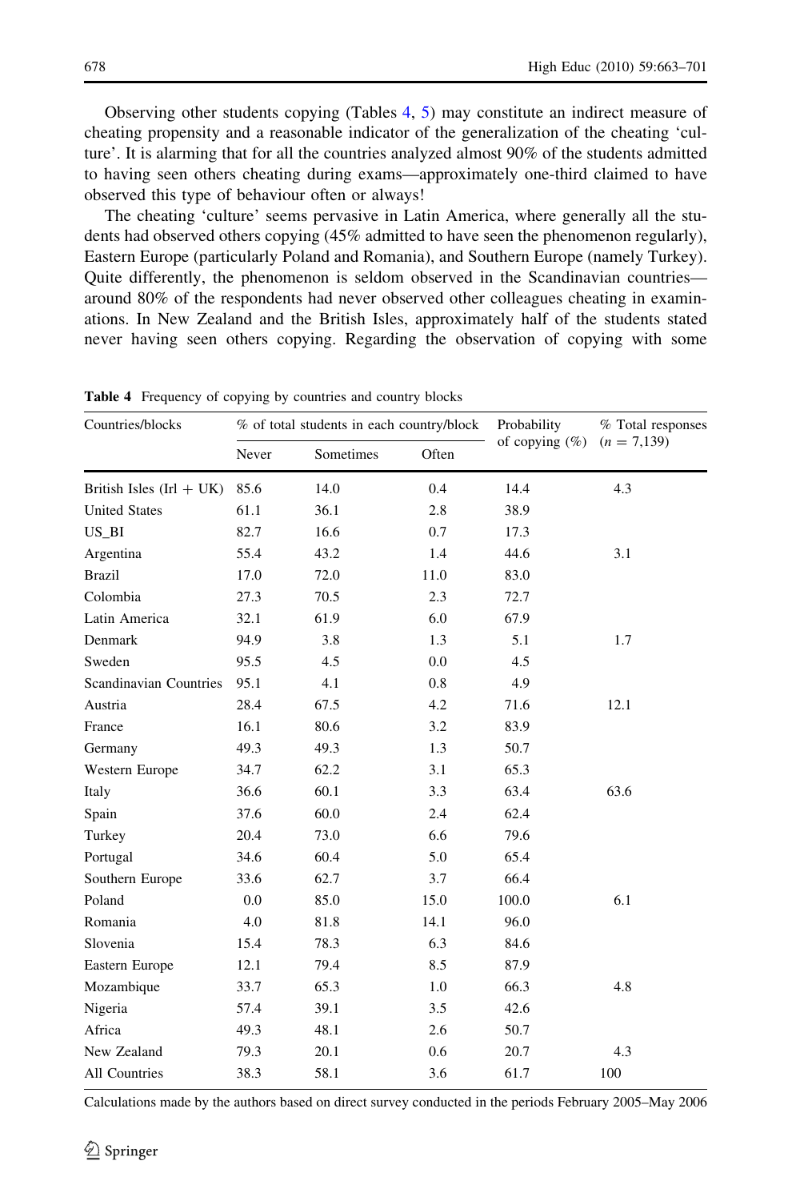Observing other students copying (Tables 4, 5) may constitute an indirect measure of cheating propensity and a reasonable indicator of the generalization of the cheating 'culture'. It is alarming that for all the countries analyzed almost 90% of the students admitted to having seen others cheating during exams—approximately one-third claimed to have observed this type of behaviour often or always!

The cheating 'culture' seems pervasive in Latin America, where generally all the students had observed others copying (45% admitted to have seen the phenomenon regularly), Eastern Europe (particularly Poland and Romania), and Southern Europe (namely Turkey). Quite differently, the phenomenon is seldom observed in the Scandinavian countries—around 80% of the respondents had never observed other colleagues cheating in examinations. In New Zealand and the British Isles, approximately half of the students stated never having seen others copying. Regarding the observation of copying with some

**Table 4** Frequency of copying by countries and country blocks

| Countries/blocks | % of total students in each country/block | | | Probability of copying (%) | % Total responses ($n$ = 7,139) |
|---|---|---|---|---|---|
| | Never | Sometimes | Often | | |
| British Isles (Irl + UK) | 85.6 | 14.0 | 0.4 | 14.4 | 4.3 |
| United States | 61.1 | 36.1 | 2.8 | 38.9 | |
| US_BI | 82.7 | 16.6 | 0.7 | 17.3 | |
| Argentina | 55.4 | 43.2 | 1.4 | 44.6 | 3.1 |
| Brazil | 17.0 | 72.0 | 11.0 | 83.0 | |
| Colombia | 27.3 | 70.5 | 2.3 | 72.7 | |
| Latin America | 32.1 | 61.9 | 6.0 | 67.9 | |
| Denmark | 94.9 | 3.8 | 1.3 | 5.1 | 1.7 |
| Sweden | 95.5 | 4.5 | 0.0 | 4.5 | |
| Scandinavian Countries | 95.1 | 4.1 | 0.8 | 4.9 | |
| Austria | 28.4 | 67.5 | 4.2 | 71.6 | 12.1 |
| France | 16.1 | 80.6 | 3.2 | 83.9 | |
| Germany | 49.3 | 49.3 | 1.3 | 50.7 | |
| Western Europe | 34.7 | 62.2 | 3.1 | 65.3 | |
| Italy | 36.6 | 60.1 | 3.3 | 63.4 | 63.6 |
| Spain | 37.6 | 60.0 | 2.4 | 62.4 | |
| Turkey | 20.4 | 73.0 | 6.6 | 79.6 | |
| Portugal | 34.6 | 60.4 | 5.0 | 65.4 | |
| Southern Europe | 33.6 | 62.7 | 3.7 | 66.4 | |
| Poland | 0.0 | 85.0 | 15.0 | 100.0 | 6.1 |
| Romania | 4.0 | 81.8 | 14.1 | 96.0 | |
| Slovenia | 15.4 | 78.3 | 6.3 | 84.6 | |
| Eastern Europe | 12.1 | 79.4 | 8.5 | 87.9 | |
| Mozambique | 33.7 | 65.3 | 1.0 | 66.3 | 4.8 |
| Nigeria | 57.4 | 39.1 | 3.5 | 42.6 | |
| Africa | 49.3 | 48.1 | 2.6 | 50.7 | |
| New Zealand | 79.3 | 20.1 | 0.6 | 20.7 | 4.3 |
| All Countries | 38.3 | 58.1 | 3.6 | 61.7 | 100 |

Calculations made by the authors based on direct survey conducted in the periods February 2005–May 2006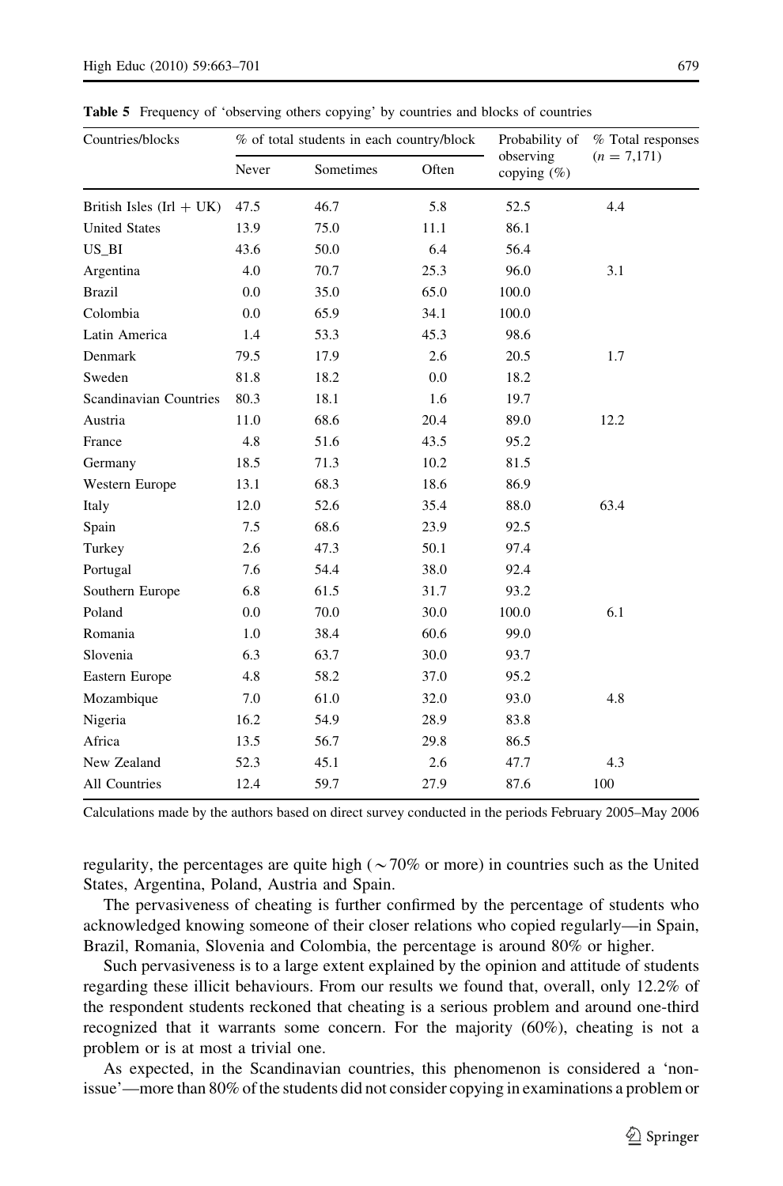**Table 5** Frequency of 'observing others copying' by countries and blocks of countries

| Countries/blocks | % of total students in each country/block | | | Probability of observing copying (%) | % Total responses ($n$ = 7,171) |
|---|---|---|---|---|---|
| | Never | Sometimes | Often | | |
| British Isles (Irl + UK) | 47.5 | 46.7 | 5.8 | 52.5 | 4.4 |
| United States | 13.9 | 75.0 | 11.1 | 86.1 | |
| US_BI | 43.6 | 50.0 | 6.4 | 56.4 | |
| Argentina | 4.0 | 70.7 | 25.3 | 96.0 | 3.1 |
| Brazil | 0.0 | 35.0 | 65.0 | 100.0 | |
| Colombia | 0.0 | 65.9 | 34.1 | 100.0 | |
| Latin America | 1.4 | 53.3 | 45.3 | 98.6 | |
| Denmark | 79.5 | 17.9 | 2.6 | 20.5 | 1.7 |
| Sweden | 81.8 | 18.2 | 0.0 | 18.2 | |
| Scandinavian Countries | 80.3 | 18.1 | 1.6 | 19.7 | |
| Austria | 11.0 | 68.6 | 20.4 | 89.0 | 12.2 |
| France | 4.8 | 51.6 | 43.5 | 95.2 | |
| Germany | 18.5 | 71.3 | 10.2 | 81.5 | |
| Western Europe | 13.1 | 68.3 | 18.6 | 86.9 | |
| Italy | 12.0 | 52.6 | 35.4 | 88.0 | 63.4 |
| Spain | 7.5 | 68.6 | 23.9 | 92.5 | |
| Turkey | 2.6 | 47.3 | 50.1 | 97.4 | |
| Portugal | 7.6 | 54.4 | 38.0 | 92.4 | |
| Southern Europe | 6.8 | 61.5 | 31.7 | 93.2 | |
| Poland | 0.0 | 70.0 | 30.0 | 100.0 | 6.1 |
| Romania | 1.0 | 38.4 | 60.6 | 99.0 | |
| Slovenia | 6.3 | 63.7 | 30.0 | 93.7 | |
| Eastern Europe | 4.8 | 58.2 | 37.0 | 95.2 | |
| Mozambique | 7.0 | 61.0 | 32.0 | 93.0 | 4.8 |
| Nigeria | 16.2 | 54.9 | 28.9 | 83.8 | |
| Africa | 13.5 | 56.7 | 29.8 | 86.5 | |
| New Zealand | 52.3 | 45.1 | 2.6 | 47.7 | 4.3 |
| All Countries | 12.4 | 59.7 | 27.9 | 87.6 | 100 |

Calculations made by the authors based on direct survey conducted in the periods February 2005–May 2006

regularity, the percentages are quite high ($\sim$70% or more) in countries such as the United States, Argentina, Poland, Austria and Spain.

The pervasiveness of cheating is further confirmed by the percentage of students who acknowledged knowing someone of their closer relations who copied regularly—in Spain, Brazil, Romania, Slovenia and Colombia, the percentage is around 80% or higher.

Such pervasiveness is to a large extent explained by the opinion and attitude of students regarding these illicit behaviours. From our results we found that, overall, only 12.2% of the respondent students reckoned that cheating is a serious problem and around one-third recognized that it warrants some concern. For the majority (60%), cheating is not a problem or is at most a trivial one.

As expected, in the Scandinavian countries, this phenomenon is considered a 'non-issue'—more than 80% of the students did not consider copying in examinations a problem or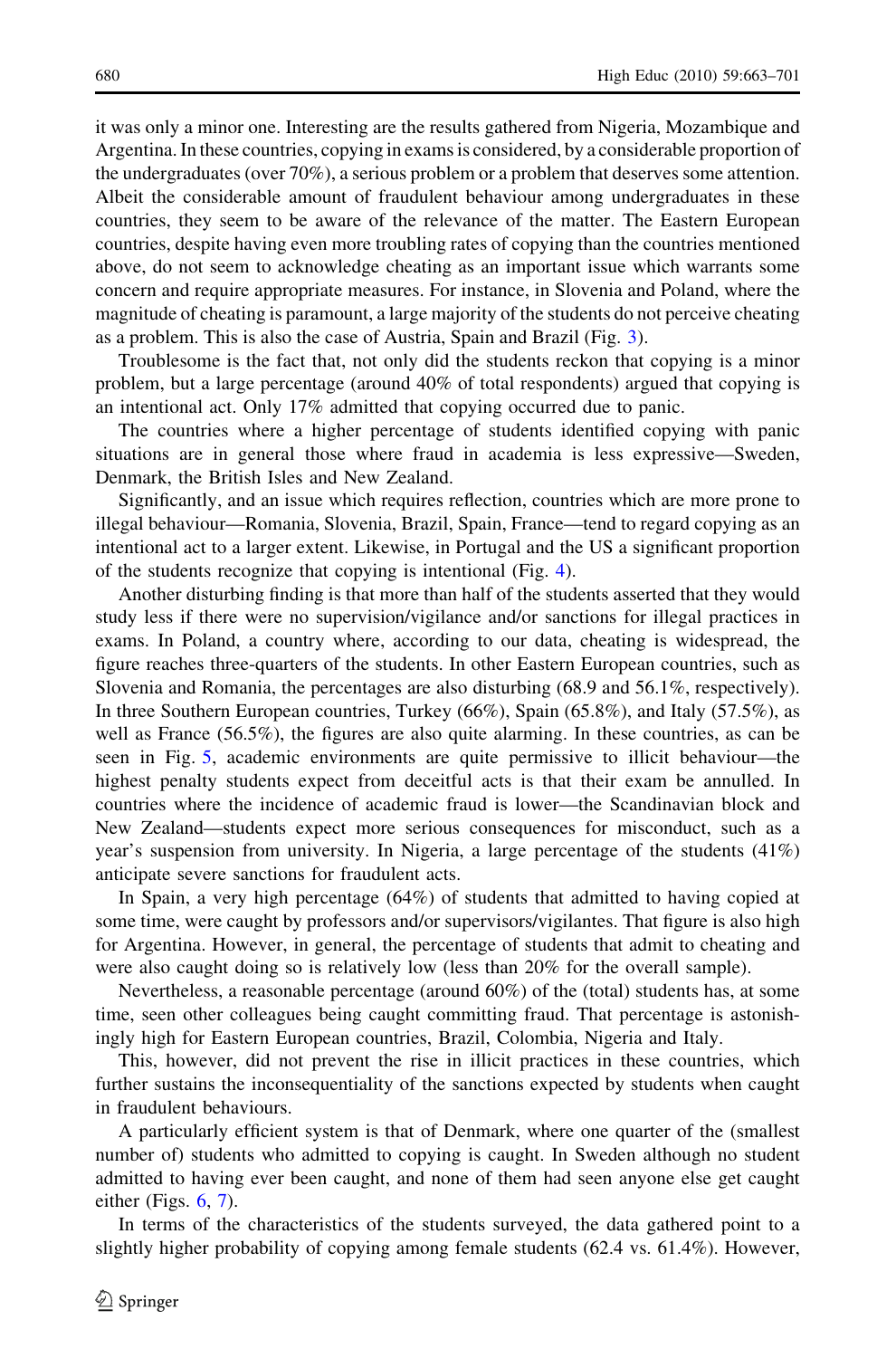it was only a minor one. Interesting are the results gathered from Nigeria, Mozambique and Argentina. In these countries, copying in exams is considered, by a considerable proportion of the undergraduates (over 70%), a serious problem or a problem that deserves some attention. Albeit the considerable amount of fraudulent behaviour among undergraduates in these countries, they seem to be aware of the relevance of the matter. The Eastern European countries, despite having even more troubling rates of copying than the countries mentioned above, do not seem to acknowledge cheating as an important issue which warrants some concern and require appropriate measures. For instance, in Slovenia and Poland, where the magnitude of cheating is paramount, a large majority of the students do not perceive cheating as a problem. This is also the case of Austria, Spain and Brazil (Fig. 3).

Troublesome is the fact that, not only did the students reckon that copying is a minor problem, but a large percentage (around 40% of total respondents) argued that copying is an intentional act. Only 17% admitted that copying occurred due to panic.

The countries where a higher percentage of students identified copying with panic situations are in general those where fraud in academia is less expressive—Sweden, Denmark, the British Isles and New Zealand.

Significantly, and an issue which requires reflection, countries which are more prone to illegal behaviour—Romania, Slovenia, Brazil, Spain, France—tend to regard copying as an intentional act to a larger extent. Likewise, in Portugal and the US a significant proportion of the students recognize that copying is intentional (Fig. 4).

Another disturbing finding is that more than half of the students asserted that they would study less if there were no supervision/vigilance and/or sanctions for illegal practices in exams. In Poland, a country where, according to our data, cheating is widespread, the figure reaches three-quarters of the students. In other Eastern European countries, such as Slovenia and Romania, the percentages are also disturbing (68.9 and 56.1%, respectively). In three Southern European countries, Turkey (66%), Spain (65.8%), and Italy (57.5%), as well as France (56.5%), the figures are also quite alarming. In these countries, as can be seen in Fig. 5, academic environments are quite permissive to illicit behaviour—the highest penalty students expect from deceitful acts is that their exam be annulled. In countries where the incidence of academic fraud is lower—the Scandinavian block and New Zealand—students expect more serious consequences for misconduct, such as a year's suspension from university. In Nigeria, a large percentage of the students (41%) anticipate severe sanctions for fraudulent acts.

In Spain, a very high percentage (64%) of students that admitted to having copied at some time, were caught by professors and/or supervisors/vigilantes. That figure is also high for Argentina. However, in general, the percentage of students that admit to cheating and were also caught doing so is relatively low (less than 20% for the overall sample).

Nevertheless, a reasonable percentage (around 60%) of the (total) students has, at some time, seen other colleagues being caught committing fraud. That percentage is astonishingly high for Eastern European countries, Brazil, Colombia, Nigeria and Italy.

This, however, did not prevent the rise in illicit practices in these countries, which further sustains the inconsequentiality of the sanctions expected by students when caught in fraudulent behaviours.

A particularly efficient system is that of Denmark, where one quarter of the (smallest number of) students who admitted to copying is caught. In Sweden although no student admitted to having ever been caught, and none of them had seen anyone else get caught either (Figs. 6, 7).

In terms of the characteristics of the students surveyed, the data gathered point to a slightly higher probability of copying among female students (62.4 vs. 61.4%). However,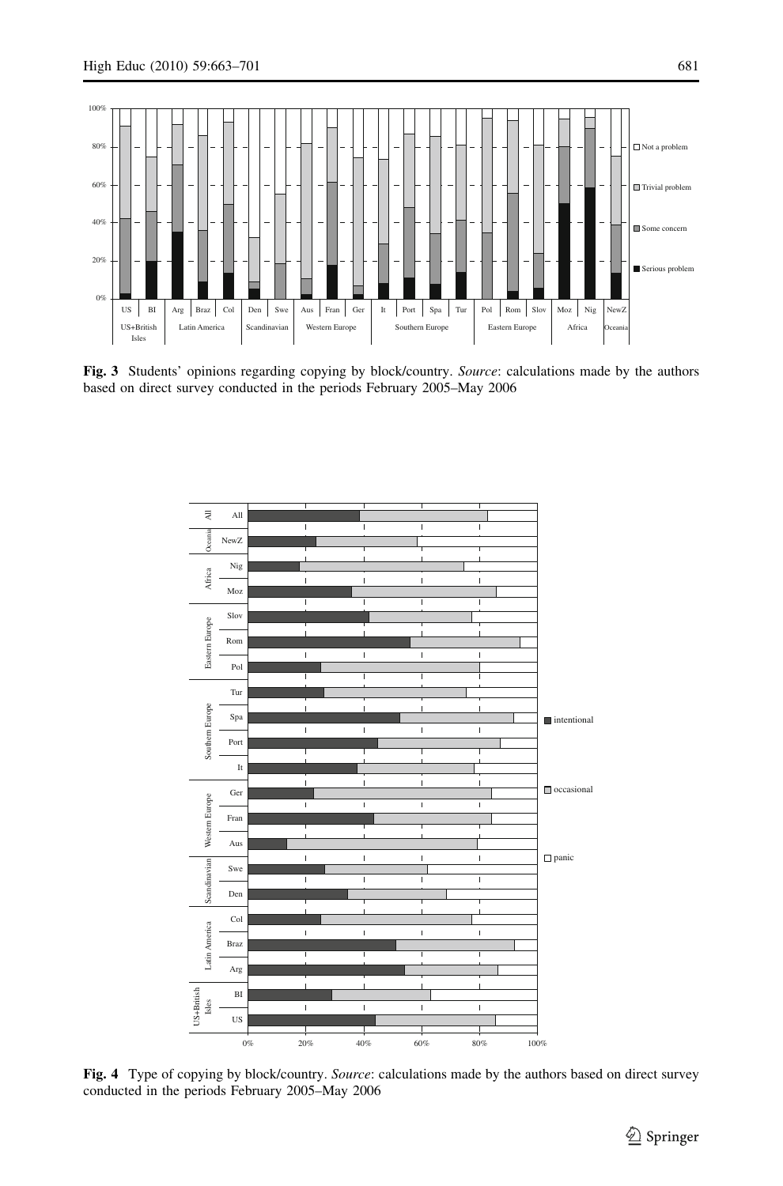**Fig. 3** Students' opinions regarding copying by block/country. *Source*: calculations made by the authors based on direct survey conducted in the periods February 2005–May 2006

**Fig. 4** Type of copying by block/country. *Source*: calculations made by the authors based on direct survey conducted in the periods February 2005–May 2006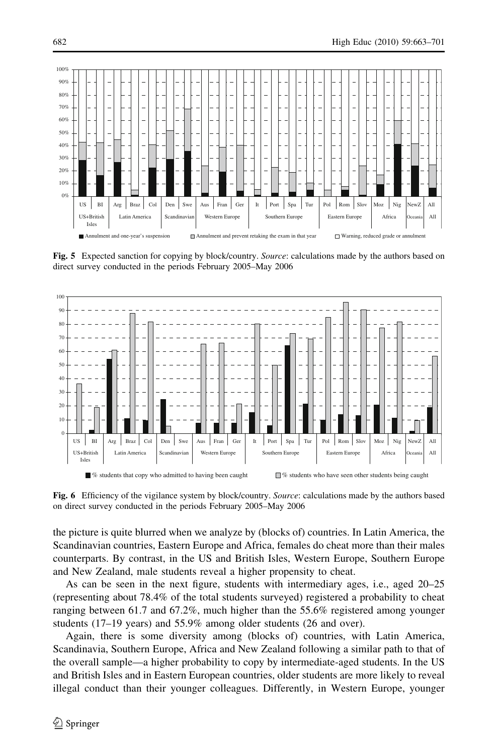**Fig. 5** Expected sanction for copying by block/country. *Source*: calculations made by the authors based on direct survey conducted in the periods February 2005–May 2006

**Fig. 6** Efficiency of the vigilance system by block/country. *Source*: calculations made by the authors based on direct survey conducted in the periods February 2005–May 2006

the picture is quite blurred when we analyze by (blocks of) countries. In Latin America, the Scandinavian countries, Eastern Europe and Africa, females do cheat more than their males counterparts. By contrast, in the US and British Isles, Western Europe, Southern Europe and New Zealand, male students reveal a higher propensity to cheat.

As can be seen in the next figure, students with intermediary ages, i.e., aged 20–25 (representing about 78.4% of the total students surveyed) registered a probability to cheat ranging between 61.7 and 67.2%, much higher than the 55.6% registered among younger students (17–19 years) and 55.9% among older students (26 and over).

Again, there is some diversity among (blocks of) countries, with Latin America, Scandinavia, Southern Europe, Africa and New Zealand following a similar path to that of the overall sample—a higher probability to copy by intermediate-aged students. In the US and British Isles and in Eastern European countries, older students are more likely to reveal illegal conduct than their younger colleagues. Differently, in Western Europe, younger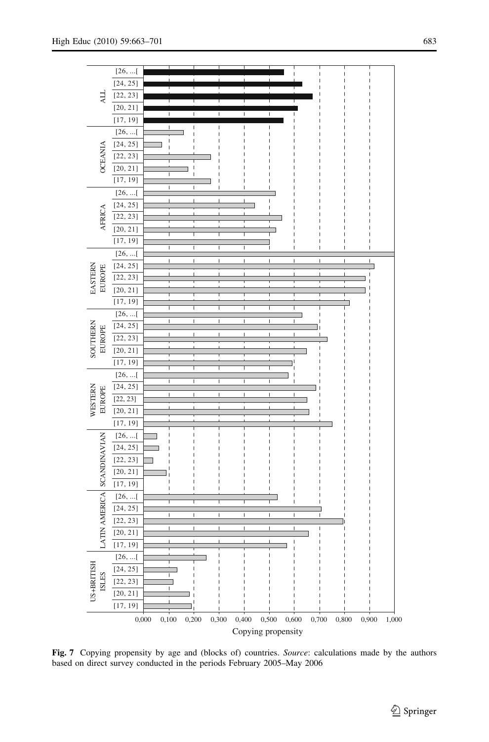**Fig. 7** Copying propensity by age and (blocks of) countries. *Source*: calculations made by the authors based on direct survey conducted in the periods February 2005–May 2006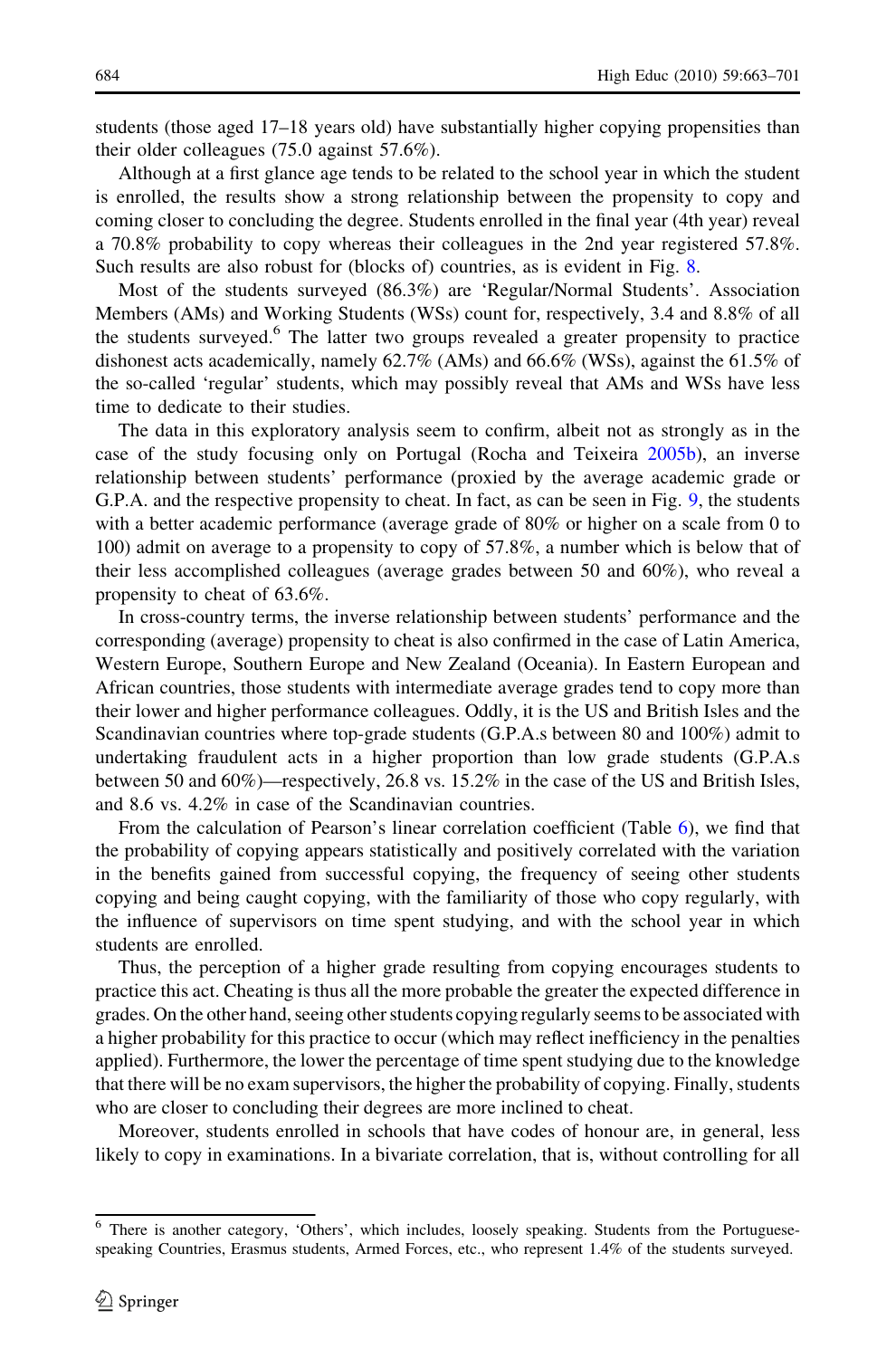students (those aged 17–18 years old) have substantially higher copying propensities than their older colleagues (75.0 against 57.6%).

Although at a first glance age tends to be related to the school year in which the student is enrolled, the results show a strong relationship between the propensity to copy and coming closer to concluding the degree. Students enrolled in the final year (4th year) reveal a 70.8% probability to copy whereas their colleagues in the 2nd year registered 57.8%. Such results are also robust for (blocks of) countries, as is evident in Fig. 8.

Most of the students surveyed (86.3%) are 'Regular/Normal Students'. Association Members (AMs) and Working Students (WSs) count for, respectively, 3.4 and 8.8% of all the students surveyed.[6] The latter two groups revealed a greater propensity to practice dishonest acts academically, namely 62.7% (AMs) and 66.6% (WSs), against the 61.5% of the so-called 'regular' students, which may possibly reveal that AMs and WSs have less time to dedicate to their studies.

The data in this exploratory analysis seem to confirm, albeit not as strongly as in the case of the study focusing only on Portugal (Rocha and Teixeira 2005b), an inverse relationship between students' performance (proxied by the average academic grade or G.P.A. and the respective propensity to cheat. In fact, as can be seen in Fig. 9, the students with a better academic performance (average grade of 80% or higher on a scale from 0 to 100) admit on average to a propensity to copy of 57.8%, a number which is below that of their less accomplished colleagues (average grades between 50 and 60%), who reveal a propensity to cheat of 63.6%.

In cross-country terms, the inverse relationship between students' performance and the corresponding (average) propensity to cheat is also confirmed in the case of Latin America, Western Europe, Southern Europe and New Zealand (Oceania). In Eastern European and African countries, those students with intermediate average grades tend to copy more than their lower and higher performance colleagues. Oddly, it is the US and British Isles and the Scandinavian countries where top-grade students (G.P.A.s between 80 and 100%) admit to undertaking fraudulent acts in a higher proportion than low grade students (G.P.A.s between 50 and 60%)—respectively, 26.8 vs. 15.2% in the case of the US and British Isles, and 8.6 vs. 4.2% in case of the Scandinavian countries.

From the calculation of Pearson's linear correlation coefficient (Table 6), we find that the probability of copying appears statistically and positively correlated with the variation in the benefits gained from successful copying, the frequency of seeing other students copying and being caught copying, with the familiarity of those who copy regularly, with the influence of supervisors on time spent studying, and with the school year in which students are enrolled.

Thus, the perception of a higher grade resulting from copying encourages students to practice this act. Cheating is thus all the more probable the greater the expected difference in grades. On the other hand, seeing other students copying regularly seems to be associated with a higher probability for this practice to occur (which may reflect inefficiency in the penalties applied). Furthermore, the lower the percentage of time spent studying due to the knowledge that there will be no exam supervisors, the higher the probability of copying. Finally, students who are closer to concluding their degrees are more inclined to cheat.

Moreover, students enrolled in schools that have codes of honour are, in general, less likely to copy in examinations. In a bivariate correlation, that is, without controlling for all

[6] There is another category, 'Others', which includes, loosely speaking. Students from the Portuguese-speaking Countries, Erasmus students, Armed Forces, etc., who represent 1.4% of the students surveyed.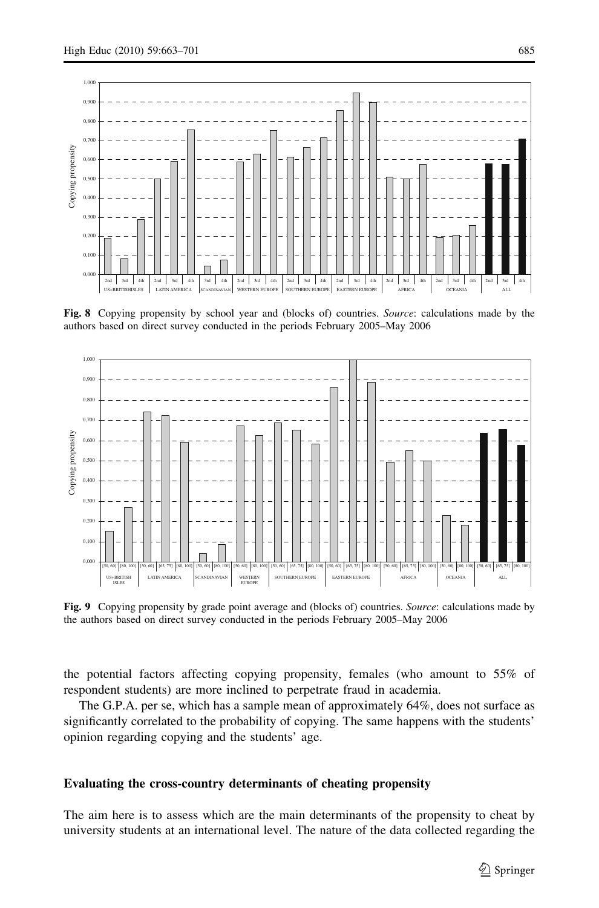**Fig. 8** Copying propensity by school year and (blocks of) countries. *Source*: calculations made by the authors based on direct survey conducted in the periods February 2005–May 2006

**Fig. 9** Copying propensity by grade point average and (blocks of) countries. *Source*: calculations made by the authors based on direct survey conducted in the periods February 2005–May 2006

the potential factors affecting copying propensity, females (who amount to 55% of respondent students) are more inclined to perpetrate fraud in academia.

The G.P.A. per se, which has a sample mean of approximately 64%, does not surface as significantly correlated to the probability of copying. The same happens with the students' opinion regarding copying and the students' age.

## Evaluating the cross-country determinants of cheating propensity

The aim here is to assess which are the main determinants of the propensity to cheat by university students at an international level. The nature of the data collected regarding the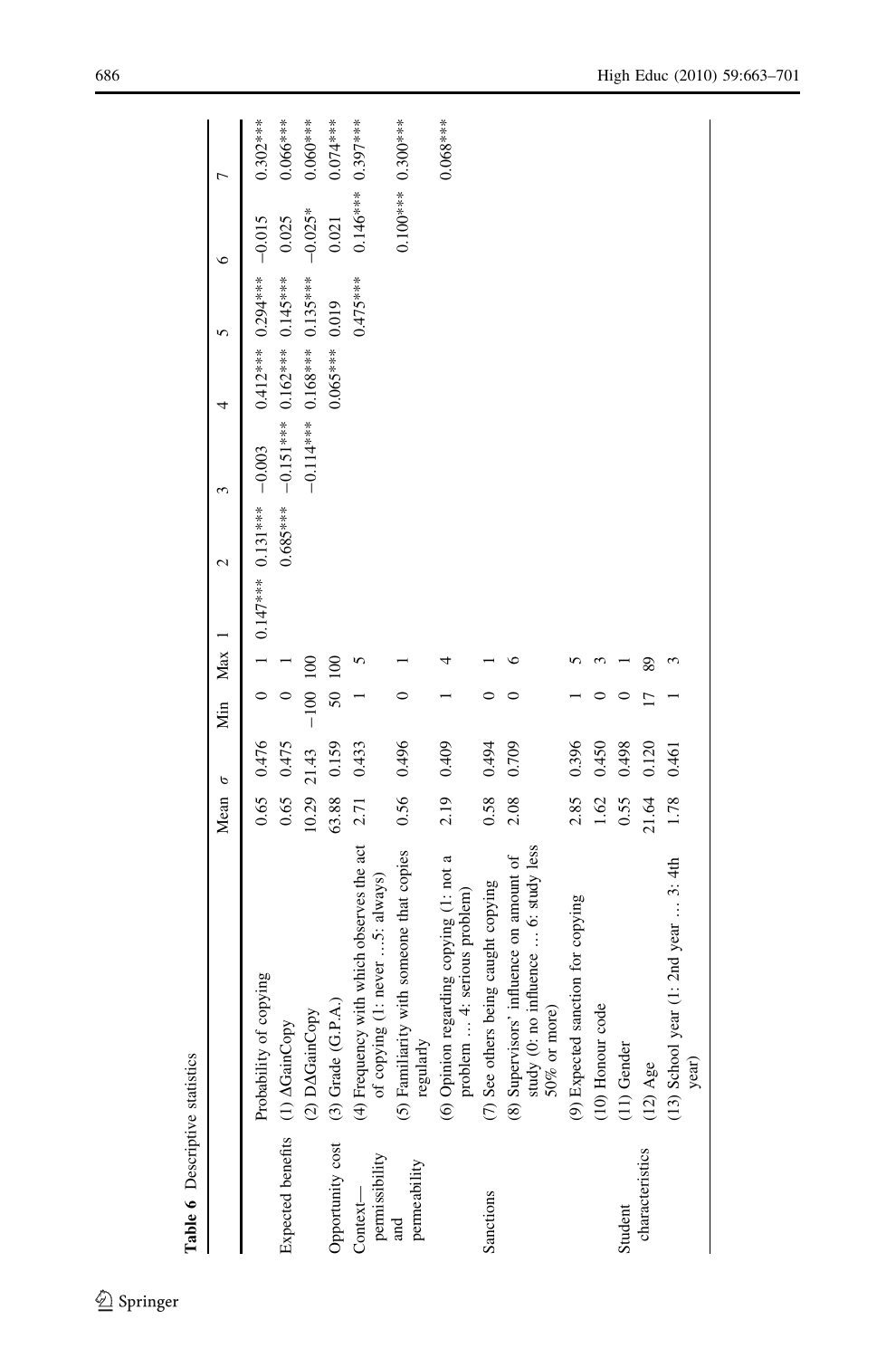**Table 6** Descriptive statistics

| | | Mean | σ | Min | Max | 1 | 2 | 3 | 4 | 5 | 6 | 7 |
|---|---|---|---|---|---|---|---|---|---|---|---|---|
| | Probability of copying | 0.65 | 0.476 | 0 | 1 | 0.147*** | 0.131*** | −0.003 | 0.412*** | 0.294*** | −0.015 | 0.302*** |
| Expected benefits | (1) ΔGainCopy | 0.65 | 0.475 | 0 | 1 | | 0.685*** | −0.151*** | 0.162*** | 0.145*** | 0.025 | 0.066*** |
| | (2) DΔGainCopy | 10.29 | 21.43 | −100 | 100 | | | −0.114*** | 0.168*** | 0.135*** | −0.025* | 0.060*** |
| Opportunity cost | (3) Grade (G.P.A.) | 63.88 | 0.159 | 50 | 100 | | | | 0.065*** | 0.019 | 0.021 | 0.074*** |
| Context—permissibility and permeability | (4) Frequency with which observes the act of copying (1: never ...5: always) | 2.71 | 0.433 | 1 | 5 | | | | | 0.475*** | 0.146*** | 0.397*** |
| | (5) Familiarity with someone that copies regularly | 0.56 | 0.496 | 0 | 1 | | | | | | 0.100*** | 0.300*** |
| | (6) Opinion regarding copying (1: not a problem ... 4: serious problem) | 2.19 | 0.409 | 1 | 4 | | | | | | | 0.068*** |
| Sanctions | (7) See others being caught copying | 0.58 | 0.494 | 0 | 1 | | | | | | | |
| | (8) Supervisors' influence on amount of study (0: no influence ... 6: study less 50% or more) | 2.08 | 0.709 | 0 | 6 | | | | | | | |
| | (9) Expected sanction for copying | 2.85 | 0.396 | 1 | 5 | | | | | | | |
| | (10) Honour code | 1.62 | 0.450 | 0 | 3 | | | | | | | |
| Student characteristics | (11) Gender | 0.55 | 0.498 | 0 | 1 | | | | | | | |
| | (12) Age | 21.64 | 0.120 | 17 | 89 | | | | | | | |
| | (13) School year (1: 2nd year ... 3: 4th year) | 1.78 | 0.461 | 1 | 3 | | | | | | | |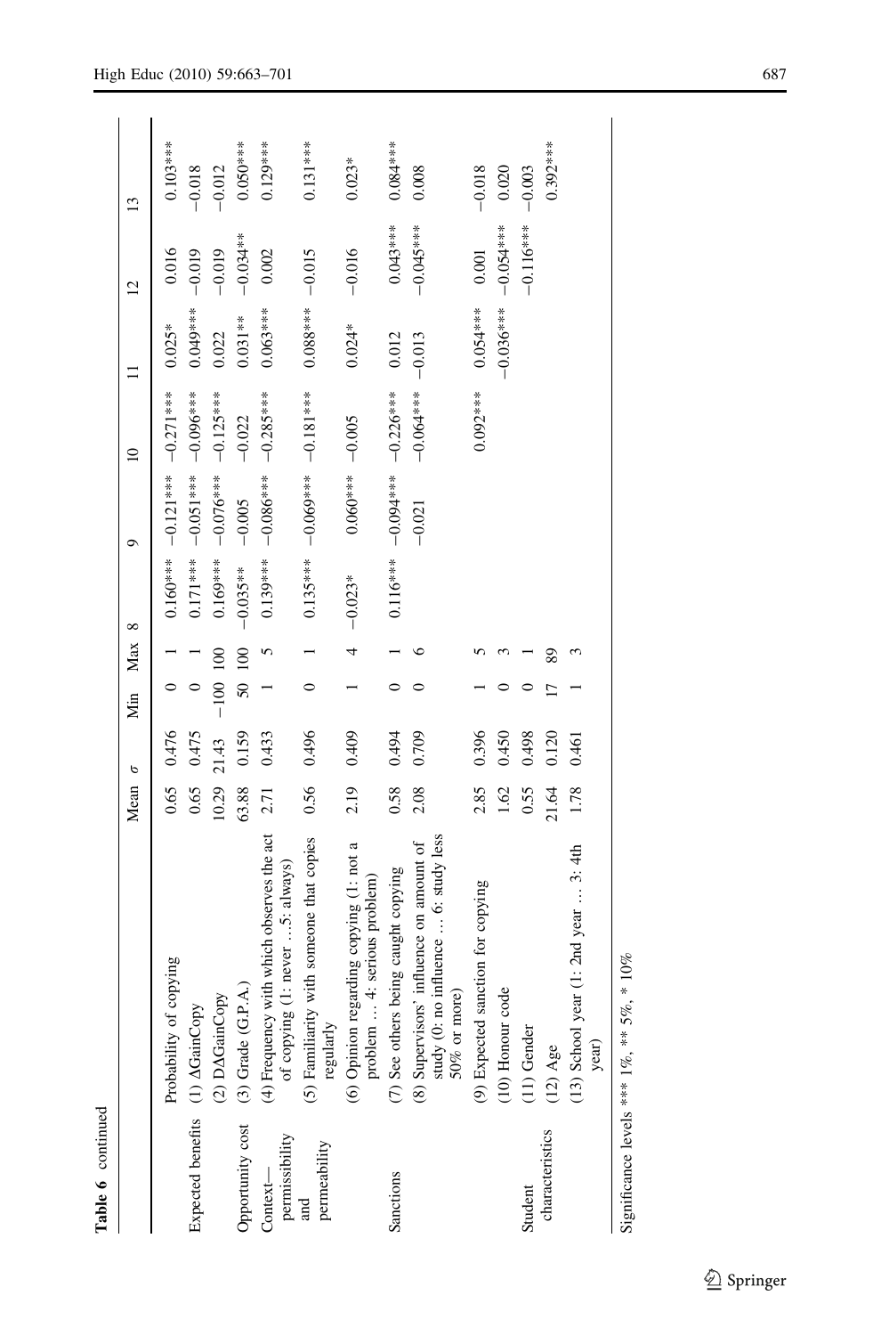**Table 6** continued

| | | Mean | σ | Min | Max | 8 | 9 | 10 | 11 | 12 | 13 |
|---|---|---|---|---|---|---|---|---|---|---|---|
| | Probability of copying | 0.65 | 0.476 | 0 | 1 | 0.160*** | −0.121*** | −0.271*** | 0.025* | 0.016 | 0.103*** |
| Expected benefits | (1) ΔGainCopy | 0.65 | 0.475 | 0 | 1 | 0.171*** | −0.051*** | −0.096*** | 0.049*** | −0.019 | −0.018 |
| | (2) DΔGainCopy | 10.29 | 21.43 | −100 | 100 | 0.169*** | −0.076*** | −0.125*** | 0.022 | −0.019 | −0.012 |
| Opportunity cost | (3) Grade (G.P.A.) | 63.88 | 0.159 | 50 | 100 | −0.035** | −0.005 | −0.022 | 0.031** | −0.034** | 0.050*** |
| Context—permissibility and permeability | (4) Frequency with which observes the act of copying (1: never …5: always) | 2.71 | 0.433 | 1 | 5 | 0.139*** | −0.086*** | −0.285*** | 0.063*** | 0.002 | 0.129*** |
| | (5) Familiarity with someone that copies regularly | 0.56 | 0.496 | 0 | 1 | 0.135*** | −0.069*** | −0.181*** | 0.088*** | −0.015 | 0.131*** |
| | (6) Opinion regarding copying (1: not a problem … 4: serious problem) | 2.19 | 0.409 | 1 | 4 | −0.023* | 0.060*** | −0.005 | 0.024* | −0.016 | 0.023* |
| Sanctions | (7) See others being caught copying | 0.58 | 0.494 | 0 | 1 | 0.116*** | −0.094*** | −0.226*** | 0.012 | 0.043*** | 0.084*** |
| | (8) Supervisors' influence on amount of study (0: no influence … 6: study less 50% or more) | 2.08 | 0.709 | 0 | 6 | | −0.021 | −0.064*** | −0.013 | −0.045*** | 0.008 |
| | (9) Expected sanction for copying | 2.85 | 0.396 | 1 | 5 | | | 0.092*** | 0.054*** | 0.001 | −0.018 |
| | (10) Honour code | 1.62 | 0.450 | 0 | 3 | | | | −0.036*** | −0.054*** | 0.020 |
| Student characteristics | (11) Gender | 0.55 | 0.498 | 0 | 1 | | | | | −0.116*** | −0.003 |
| | (12) Age | 21.64 | 0.120 | 17 | 89 | | | | | | 0.392*** |
| | (13) School year (1: 2nd year … 3: 4th year) | 1.78 | 0.461 | 1 | 3 | | | | | | |

Significance levels *** 1%, ** 5%, * 10%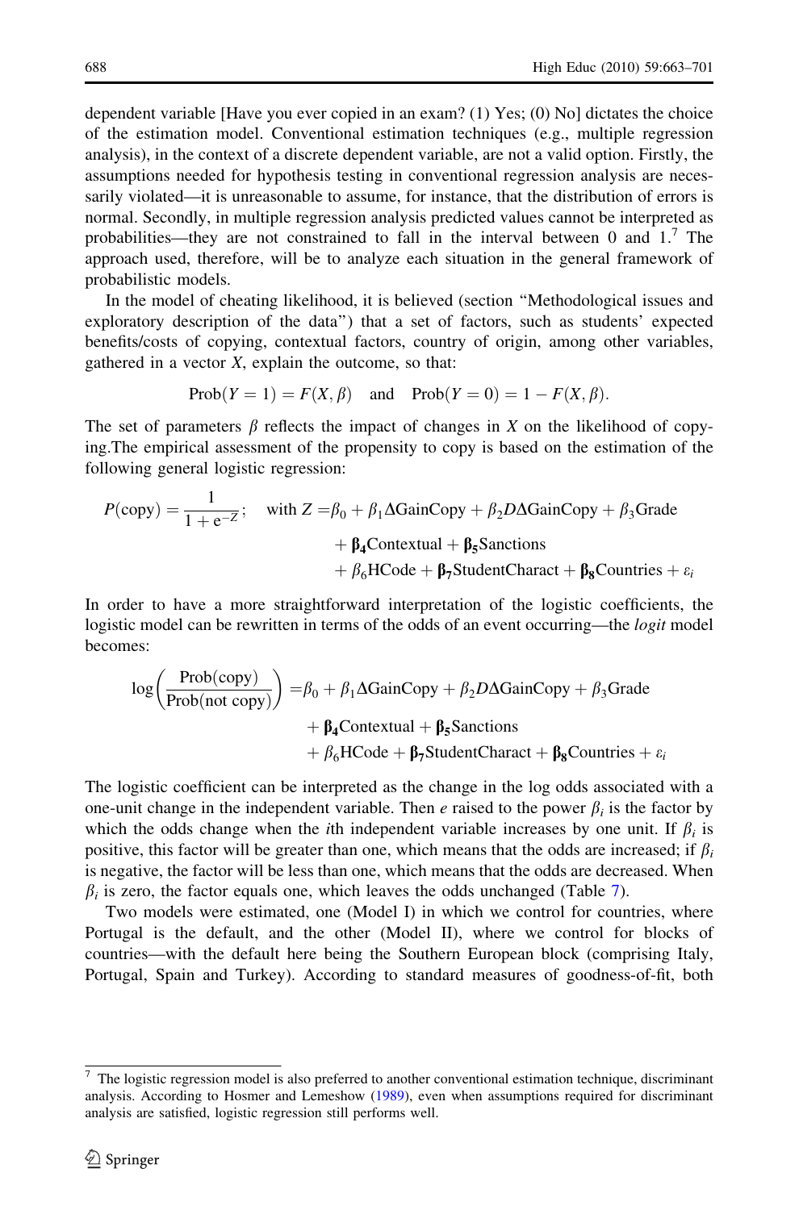dependent variable [Have you ever copied in an exam? (1) Yes; (0) No] dictates the choice of the estimation model. Conventional estimation techniques (e.g., multiple regression analysis), in the context of a discrete dependent variable, are not a valid option. Firstly, the assumptions needed for hypothesis testing in conventional regression analysis are necessarily violated—it is unreasonable to assume, for instance, that the distribution of errors is normal. Secondly, in multiple regression analysis predicted values cannot be interpreted as probabilities—they are not constrained to fall in the interval between 0 and 1.[7] The approach used, therefore, will be to analyze each situation in the general framework of probabilistic models.

In the model of cheating likelihood, it is believed (section "Methodological issues and exploratory description of the data") that a set of factors, such as students' expected benefits/costs of copying, contextual factors, country of origin, among other variables, gathered in a vector $X$, explain the outcome, so that:

$$\text{Prob}(Y = 1) = F(X, \beta) \quad \text{and} \quad \text{Prob}(Y = 0) = 1 - F(X, \beta).$$

The set of parameters $\beta$ reflects the impact of changes in $X$ on the likelihood of copying.The empirical assessment of the propensity to copy is based on the estimation of the following general logistic regression:

$$P(\text{copy}) = \frac{1}{1 + e^{-Z}}; \quad \text{with } Z = \beta_0 + \beta_1 \Delta\text{GainCopy} + \beta_2 D\Delta\text{GainCopy} + \beta_3\text{Grade} + \boldsymbol{\beta_4}\text{Contextual} + \boldsymbol{\beta_5}\text{Sanctions} + \beta_6\text{HCode} + \boldsymbol{\beta_7}\text{StudentCharact} + \boldsymbol{\beta_8}\text{Countries} + \varepsilon_i$$

In order to have a more straightforward interpretation of the logistic coefficients, the logistic model can be rewritten in terms of the odds of an event occurring—the *logit* model becomes:

$$\log\left(\frac{\text{Prob(copy)}}{\text{Prob(not copy)}}\right) = \beta_0 + \beta_1 \Delta\text{GainCopy} + \beta_2 D\Delta\text{GainCopy} + \beta_3\text{Grade} + \boldsymbol{\beta_4}\text{Contextual} + \boldsymbol{\beta_5}\text{Sanctions} + \beta_6\text{HCode} + \boldsymbol{\beta_7}\text{StudentCharact} + \boldsymbol{\beta_8}\text{Countries} + \varepsilon_i$$

The logistic coefficient can be interpreted as the change in the log odds associated with a one-unit change in the independent variable. Then $e$ raised to the power $\beta_i$ is the factor by which the odds change when the $i$th independent variable increases by one unit. If $\beta_i$ is positive, this factor will be greater than one, which means that the odds are increased; if $\beta_i$ is negative, the factor will be less than one, which means that the odds are decreased. When $\beta_i$ is zero, the factor equals one, which leaves the odds unchanged (Table 7).

Two models were estimated, one (Model I) in which we control for countries, where Portugal is the default, and the other (Model II), where we control for blocks of countries—with the default here being the Southern European block (comprising Italy, Portugal, Spain and Turkey). According to standard measures of goodness-of-fit, both

[7] The logistic regression model is also preferred to another conventional estimation technique, discriminant analysis. According to Hosmer and Lemeshow (1989), even when assumptions required for discriminant analysis are satisfied, logistic regression still performs well.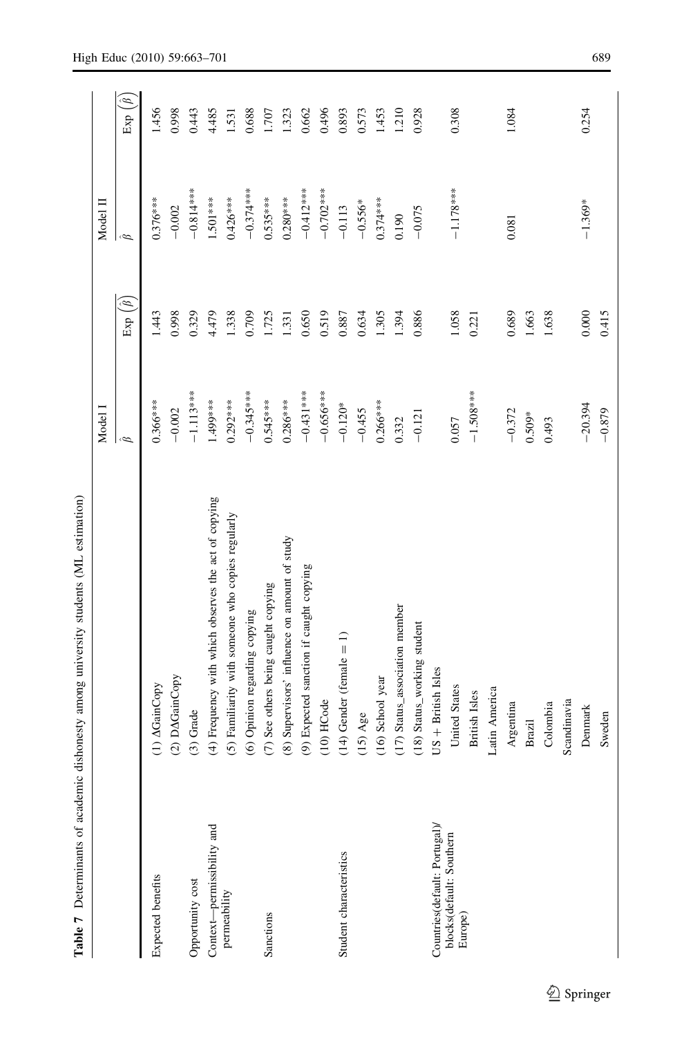**Table 7** Determinants of academic dishonesty among university students (ML estimation)

| | | Model I | | Model II | |
|---|---|---|---|---|---|
| | | $\hat{\beta}$ | $\text{Exp}\left(\hat{\beta}\right)$ | $\hat{\beta}$ | $\text{Exp}\left(\hat{\beta}\right)$ |
| Expected benefits | (1) ΔGainCopy | 0.366*** | 1.443 | 0.376*** | 1.456 |
| | (2) DΔGainCopy | −0.002 | 0.998 | −0.002 | 0.998 |
| Opportunity cost | (3) Grade | −1.113*** | 0.329 | −0.814*** | 0.443 |
| Context—permissibility and permeability | (4) Frequency with which observes the act of copying | 1.499*** | 4.479 | 1.501*** | 4.485 |
| | (5) Familiarity with someone who copies regularly | 0.292*** | 1.338 | 0.426*** | 1.531 |
| | (6) Opinion regarding copying | −0.345*** | 0.709 | −0.374*** | 0.688 |
| Sanctions | (7) See others being caught copying | 0.545*** | 1.725 | 0.535*** | 1.707 |
| | (8) Supervisors' influence on amount of study | 0.286*** | 1.331 | 0.280*** | 1.323 |
| | (9) Expected sanction if caught copying | −0.431*** | 0.650 | −0.412*** | 0.662 |
| | (10) HCode | −0.656*** | 0.519 | −0.702*** | 0.496 |
| Student characteristics | (14) Gender (female = 1) | −0.120* | 0.887 | −0.113 | 0.893 |
| | (15) Age | −0.455 | 0.634 | −0.556* | 0.573 |
| | (16) School year | 0.266*** | 1.305 | 0.374*** | 1.453 |
| | (17) Status_association member | 0.332 | 1.394 | 0.190 | 1.210 |
| | (18) Status_working student | −0.121 | 0.886 | −0.075 | 0.928 |
| Countries(default: Portugal)/ blocks(default: Southern Europe) | US + British Isles | | | | |
| | United States | 0.057 | 1.058 | −1.178*** | 0.308 |
| | British Isles | −1.508*** | 0.221 | | |
| | Latin America | | | | |
| | Argentina | −0.372 | 0.689 | 0.081 | 1.084 |
| | Brazil | 0.509* | 1.663 | | |
| | Colombia | 0.493 | 1.638 | | |
| | Scandinavia | | | | |
| | Denmark | −20.394 | 0.000 | −1.369* | 0.254 |
| | Sweden | −0.879 | 0.415 | | |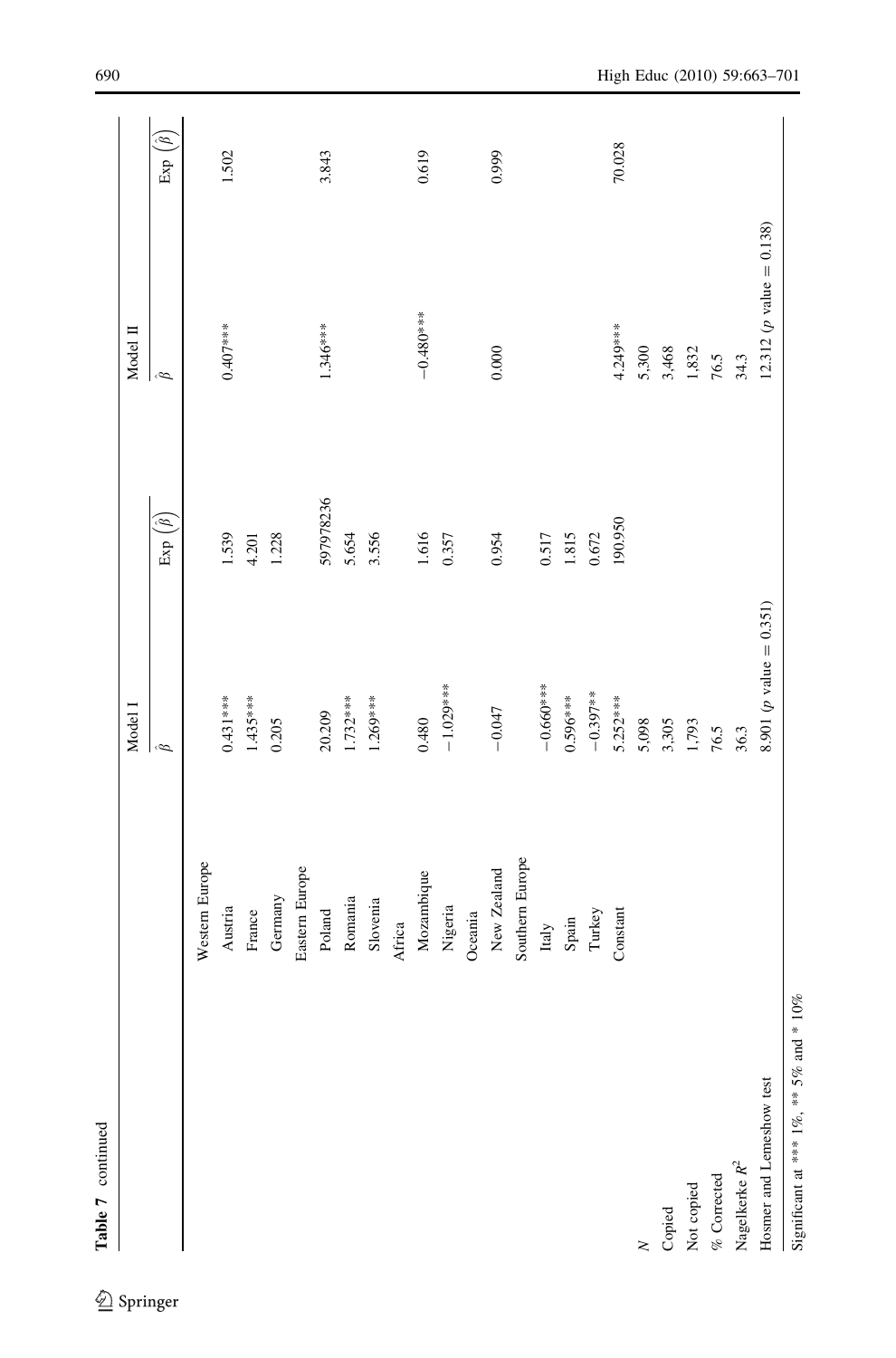**Table 7** continued

| | Model I | | Model II | |
|---|---|---|---|---|
| | $\hat{\beta}$ | $\text{Exp}(\hat{\beta})$ | $\hat{\beta}$ | $\text{Exp}(\hat{\beta})$ |
| Western Europe | | | | |
| Austria | 0.431*** | 1.539 | 0.407*** | 1.502 |
| France | 1.435*** | 4.201 | | |
| Germany | 0.205 | 1.228 | | |
| Eastern Europe | | | | |
| Poland | 20.209 | 597978236 | 1.346*** | 3.843 |
| Romania | 1.732*** | 5.654 | | |
| Slovenia | 1.269*** | 3.556 | | |
| Africa | | | | |
| Mozambique | 0.480 | 1.616 | −0.480*** | 0.619 |
| Nigeria | −1.029*** | 0.357 | | |
| Oceania | | | | |
| New Zealand | −0.047 | 0.954 | 0.000 | 0.999 |
| Southern Europe | | | | |
| Italy | −0.660*** | 0.517 | | |
| Spain | 0.596*** | 1.815 | | |
| Turkey | −0.397** | 0.672 | | |
| Constant | 5.252*** | 190.950 | 4.249*** | 70.028 |
| $N$ | 5,098 | | 5,300 | |
| Copied | 3,305 | | 3,468 | |
| Not copied | 1,793 | | 1,832 | |
| % Corrected | 76.5 | | 76.5 | |
| Nagelkerke $R^2$ | 36.3 | | 34.3 | |
| Hosmer and Lemeshow test | 8.901 ($p$ value = 0.351) | | 12.312 ($p$ value = 0.138) | |

Significant at *** 1%, ** 5% and * 10%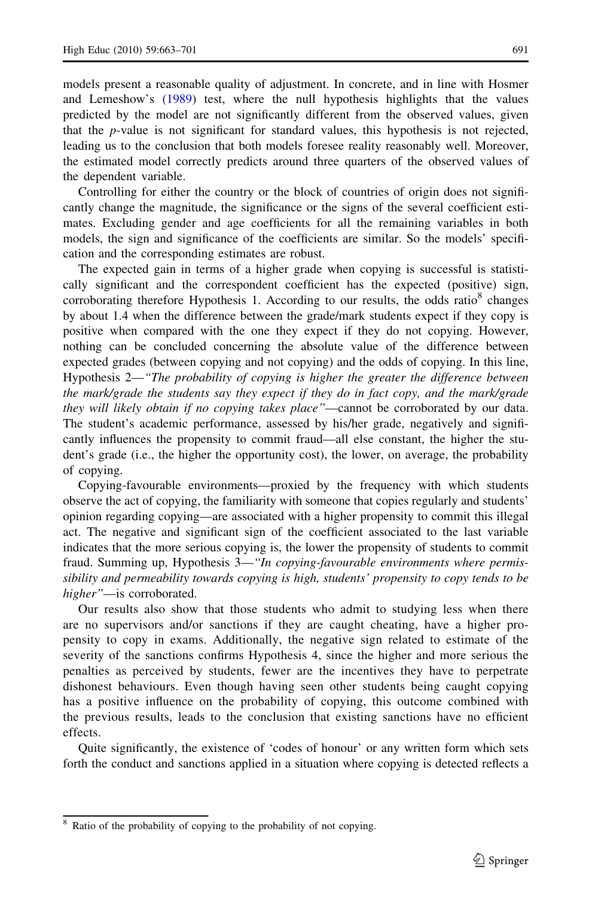models present a reasonable quality of adjustment. In concrete, and in line with Hosmer and Lemeshow's (1989) test, where the null hypothesis highlights that the values predicted by the model are not significantly different from the observed values, given that the *p*-value is not significant for standard values, this hypothesis is not rejected, leading us to the conclusion that both models foresee reality reasonably well. Moreover, the estimated model correctly predicts around three quarters of the observed values of the dependent variable.

Controlling for either the country or the block of countries of origin does not significantly change the magnitude, the significance or the signs of the several coefficient estimates. Excluding gender and age coefficients for all the remaining variables in both models, the sign and significance of the coefficients are similar. So the models' specification and the corresponding estimates are robust.

The expected gain in terms of a higher grade when copying is successful is statistically significant and the correspondent coefficient has the expected (positive) sign, corroborating therefore Hypothesis 1. According to our results, the odds ratio[8] changes by about 1.4 when the difference between the grade/mark students expect if they copy is positive when compared with the one they expect if they do not copying. However, nothing can be concluded concerning the absolute value of the difference between expected grades (between copying and not copying) and the odds of copying. In this line, Hypothesis 2—*"The probability of copying is higher the greater the difference between the mark/grade the students say they expect if they do in fact copy, and the mark/grade they will likely obtain if no copying takes place"*—cannot be corroborated by our data. The student's academic performance, assessed by his/her grade, negatively and significantly influences the propensity to commit fraud—all else constant, the higher the student's grade (i.e., the higher the opportunity cost), the lower, on average, the probability of copying.

Copying-favourable environments—proxied by the frequency with which students observe the act of copying, the familiarity with someone that copies regularly and students' opinion regarding copying—are associated with a higher propensity to commit this illegal act. The negative and significant sign of the coefficient associated to the last variable indicates that the more serious copying is, the lower the propensity of students to commit fraud. Summing up, Hypothesis 3—*"In copying-favourable environments where permissibility and permeability towards copying is high, students' propensity to copy tends to be higher"*—is corroborated.

Our results also show that those students who admit to studying less when there are no supervisors and/or sanctions if they are caught cheating, have a higher propensity to copy in exams. Additionally, the negative sign related to estimate of the severity of the sanctions confirms Hypothesis 4, since the higher and more serious the penalties as perceived by students, fewer are the incentives they have to perpetrate dishonest behaviours. Even though having seen other students being caught copying has a positive influence on the probability of copying, this outcome combined with the previous results, leads to the conclusion that existing sanctions have no efficient effects.

Quite significantly, the existence of 'codes of honour' or any written form which sets forth the conduct and sanctions applied in a situation where copying is detected reflects a

[8] Ratio of the probability of copying to the probability of not copying.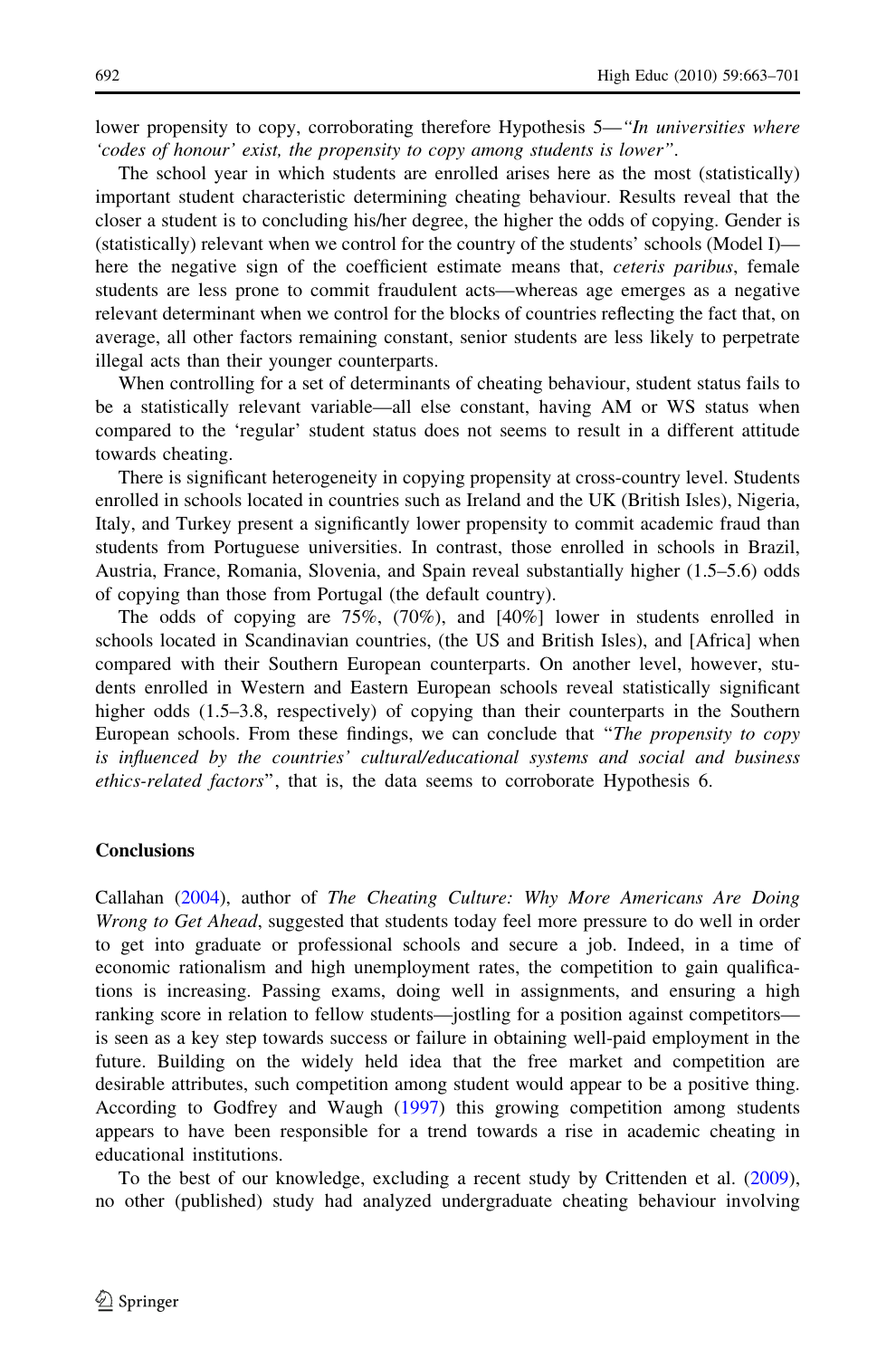lower propensity to copy, corroborating therefore Hypothesis 5—*"In universities where 'codes of honour' exist, the propensity to copy among students is lower"*.

The school year in which students are enrolled arises here as the most (statistically) important student characteristic determining cheating behaviour. Results reveal that the closer a student is to concluding his/her degree, the higher the odds of copying. Gender is (statistically) relevant when we control for the country of the students' schools (Model I)—here the negative sign of the coefficient estimate means that, *ceteris paribus*, female students are less prone to commit fraudulent acts—whereas age emerges as a negative relevant determinant when we control for the blocks of countries reflecting the fact that, on average, all other factors remaining constant, senior students are less likely to perpetrate illegal acts than their younger counterparts.

When controlling for a set of determinants of cheating behaviour, student status fails to be a statistically relevant variable—all else constant, having AM or WS status when compared to the 'regular' student status does not seems to result in a different attitude towards cheating.

There is significant heterogeneity in copying propensity at cross-country level. Students enrolled in schools located in countries such as Ireland and the UK (British Isles), Nigeria, Italy, and Turkey present a significantly lower propensity to commit academic fraud than students from Portuguese universities. In contrast, those enrolled in schools in Brazil, Austria, France, Romania, Slovenia, and Spain reveal substantially higher (1.5–5.6) odds of copying than those from Portugal (the default country).

The odds of copying are 75%, (70%), and [40%] lower in students enrolled in schools located in Scandinavian countries, (the US and British Isles), and [Africa] when compared with their Southern European counterparts. On another level, however, students enrolled in Western and Eastern European schools reveal statistically significant higher odds (1.5–3.8, respectively) of copying than their counterparts in the Southern European schools. From these findings, we can conclude that "*The propensity to copy is influenced by the countries' cultural/educational systems and social and business ethics-related factors*", that is, the data seems to corroborate Hypothesis 6.

## Conclusions

Callahan (2004), author of *The Cheating Culture: Why More Americans Are Doing Wrong to Get Ahead*, suggested that students today feel more pressure to do well in order to get into graduate or professional schools and secure a job. Indeed, in a time of economic rationalism and high unemployment rates, the competition to gain qualifications is increasing. Passing exams, doing well in assignments, and ensuring a high ranking score in relation to fellow students—jostling for a position against competitors—is seen as a key step towards success or failure in obtaining well-paid employment in the future. Building on the widely held idea that the free market and competition are desirable attributes, such competition among student would appear to be a positive thing. According to Godfrey and Waugh (1997) this growing competition among students appears to have been responsible for a trend towards a rise in academic cheating in educational institutions.

To the best of our knowledge, excluding a recent study by Crittenden et al. (2009), no other (published) study had analyzed undergraduate cheating behaviour involving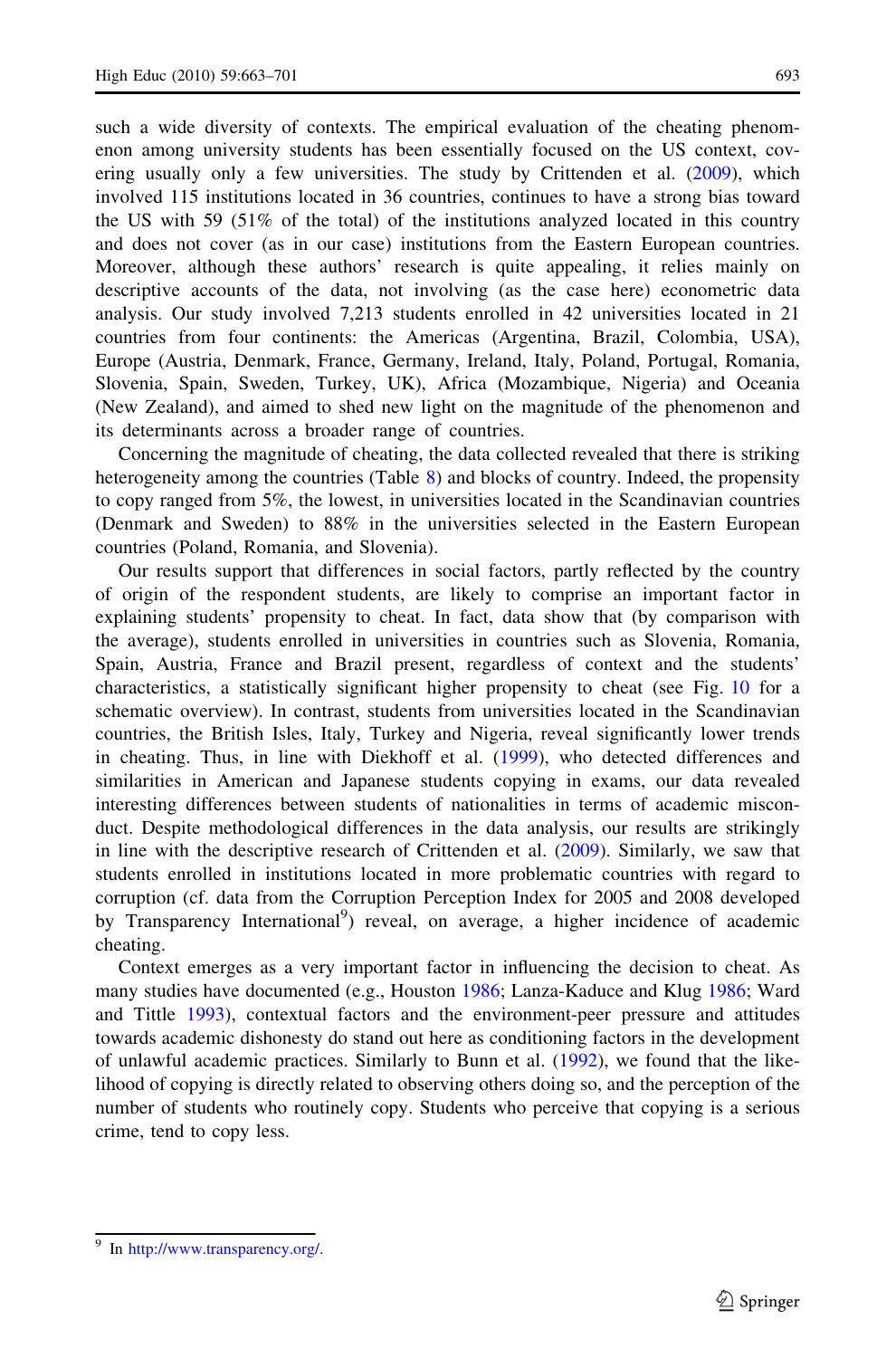such a wide diversity of contexts. The empirical evaluation of the cheating phenomenon among university students has been essentially focused on the US context, covering usually only a few universities. The study by Crittenden et al. (2009), which involved 115 institutions located in 36 countries, continues to have a strong bias toward the US with 59 (51% of the total) of the institutions analyzed located in this country and does not cover (as in our case) institutions from the Eastern European countries. Moreover, although these authors' research is quite appealing, it relies mainly on descriptive accounts of the data, not involving (as the case here) econometric data analysis. Our study involved 7,213 students enrolled in 42 universities located in 21 countries from four continents: the Americas (Argentina, Brazil, Colombia, USA), Europe (Austria, Denmark, France, Germany, Ireland, Italy, Poland, Portugal, Romania, Slovenia, Spain, Sweden, Turkey, UK), Africa (Mozambique, Nigeria) and Oceania (New Zealand), and aimed to shed new light on the magnitude of the phenomenon and its determinants across a broader range of countries.

Concerning the magnitude of cheating, the data collected revealed that there is striking heterogeneity among the countries (Table 8) and blocks of country. Indeed, the propensity to copy ranged from 5%, the lowest, in universities located in the Scandinavian countries (Denmark and Sweden) to 88% in the universities selected in the Eastern European countries (Poland, Romania, and Slovenia).

Our results support that differences in social factors, partly reflected by the country of origin of the respondent students, are likely to comprise an important factor in explaining students' propensity to cheat. In fact, data show that (by comparison with the average), students enrolled in universities in countries such as Slovenia, Romania, Spain, Austria, France and Brazil present, regardless of context and the students' characteristics, a statistically significant higher propensity to cheat (see Fig. 10 for a schematic overview). In contrast, students from universities located in the Scandinavian countries, the British Isles, Italy, Turkey and Nigeria, reveal significantly lower trends in cheating. Thus, in line with Diekhoff et al. (1999), who detected differences and similarities in American and Japanese students copying in exams, our data revealed interesting differences between students of nationalities in terms of academic misconduct. Despite methodological differences in the data analysis, our results are strikingly in line with the descriptive research of Crittenden et al. (2009). Similarly, we saw that students enrolled in institutions located in more problematic countries with regard to corruption (cf. data from the Corruption Perception Index for 2005 and 2008 developed by Transparency International[9]) reveal, on average, a higher incidence of academic cheating.

Context emerges as a very important factor in influencing the decision to cheat. As many studies have documented (e.g., Houston 1986; Lanza-Kaduce and Klug 1986; Ward and Tittle 1993), contextual factors and the environment-peer pressure and attitudes towards academic dishonesty do stand out here as conditioning factors in the development of unlawful academic practices. Similarly to Bunn et al. (1992), we found that the likelihood of copying is directly related to observing others doing so, and the perception of the number of students who routinely copy. Students who perceive that copying is a serious crime, tend to copy less.

[9] In http://www.transparency.org/.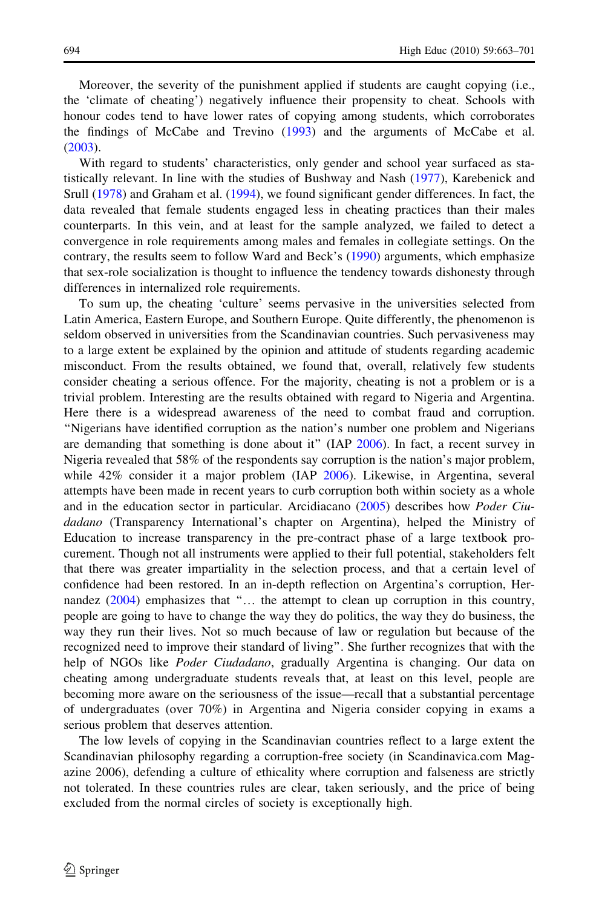Moreover, the severity of the punishment applied if students are caught copying (i.e., the 'climate of cheating') negatively influence their propensity to cheat. Schools with honour codes tend to have lower rates of copying among students, which corroborates the findings of McCabe and Trevino (1993) and the arguments of McCabe et al. (2003).

With regard to students' characteristics, only gender and school year surfaced as statistically relevant. In line with the studies of Bushway and Nash (1977), Karebenick and Srull (1978) and Graham et al. (1994), we found significant gender differences. In fact, the data revealed that female students engaged less in cheating practices than their males counterparts. In this vein, and at least for the sample analyzed, we failed to detect a convergence in role requirements among males and females in collegiate settings. On the contrary, the results seem to follow Ward and Beck's (1990) arguments, which emphasize that sex-role socialization is thought to influence the tendency towards dishonesty through differences in internalized role requirements.

To sum up, the cheating 'culture' seems pervasive in the universities selected from Latin America, Eastern Europe, and Southern Europe. Quite differently, the phenomenon is seldom observed in universities from the Scandinavian countries. Such pervasiveness may to a large extent be explained by the opinion and attitude of students regarding academic misconduct. From the results obtained, we found that, overall, relatively few students consider cheating a serious offence. For the majority, cheating is not a problem or is a trivial problem. Interesting are the results obtained with regard to Nigeria and Argentina. Here there is a widespread awareness of the need to combat fraud and corruption. "Nigerians have identified corruption as the nation's number one problem and Nigerians are demanding that something is done about it" (IAP 2006). In fact, a recent survey in Nigeria revealed that 58% of the respondents say corruption is the nation's major problem, while 42% consider it a major problem (IAP 2006). Likewise, in Argentina, several attempts have been made in recent years to curb corruption both within society as a whole and in the education sector in particular. Arcidiacano (2005) describes how *Poder Ciudadano* (Transparency International's chapter on Argentina), helped the Ministry of Education to increase transparency in the pre-contract phase of a large textbook procurement. Though not all instruments were applied to their full potential, stakeholders felt that there was greater impartiality in the selection process, and that a certain level of confidence had been restored. In an in-depth reflection on Argentina's corruption, Hernandez (2004) emphasizes that "… the attempt to clean up corruption in this country, people are going to have to change the way they do politics, the way they do business, the way they run their lives. Not so much because of law or regulation but because of the recognized need to improve their standard of living". She further recognizes that with the help of NGOs like *Poder Ciudadano*, gradually Argentina is changing. Our data on cheating among undergraduate students reveals that, at least on this level, people are becoming more aware on the seriousness of the issue—recall that a substantial percentage of undergraduates (over 70%) in Argentina and Nigeria consider copying in exams a serious problem that deserves attention.

The low levels of copying in the Scandinavian countries reflect to a large extent the Scandinavian philosophy regarding a corruption-free society (in Scandinavica.com Magazine 2006), defending a culture of ethicality where corruption and falseness are strictly not tolerated. In these countries rules are clear, taken seriously, and the price of being excluded from the normal circles of society is exceptionally high.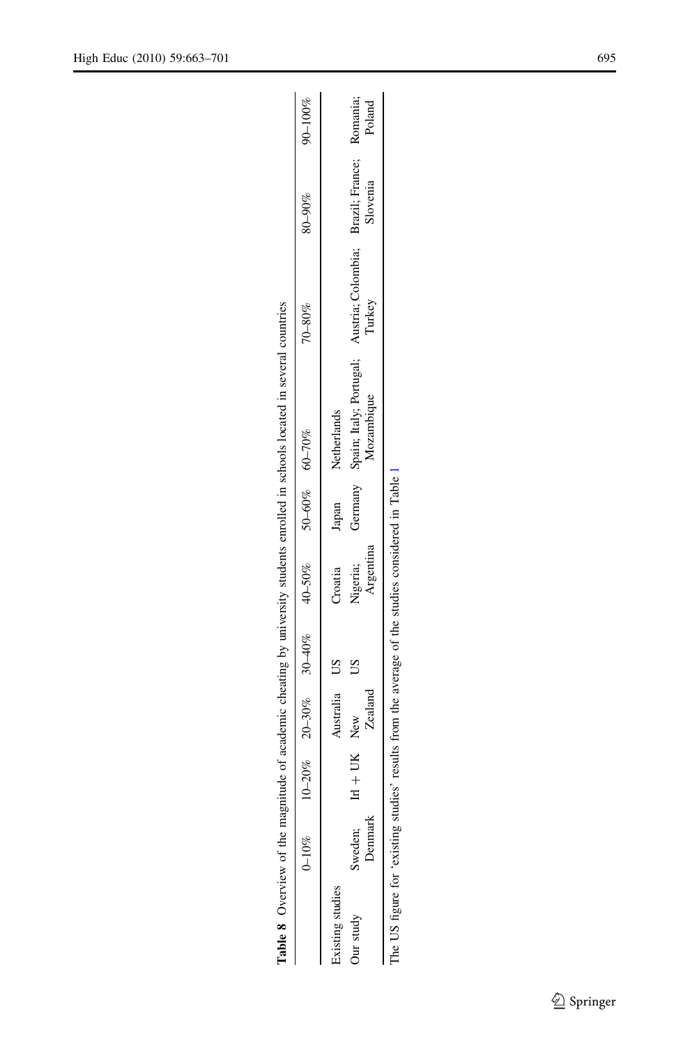**Table 8** Overview of the magnitude of academic cheating by university students enrolled in schools located in several countries

| | 0–10% | 10–20% | 20–30% | 30–40% | 40–50% | 50–60% | 60–70% | 70–80% | 80–90% | 90–100% |
|---|---|---|---|---|---|---|---|---|---|---|
| Existing studies | | | Australia | US | Croatia | Japan | Netherlands | | | |
| Our study | Sweden; Denmark | Irl + UK | New Zealand | US | Nigeria; Argentina | Germany | Spain; Italy; Portugal; Mozambique | Austria; Colombia; Turkey | Brazil; France; Slovenia | Romania; Poland |

The US figure for 'existing studies' results from the average of the studies considered in Table 1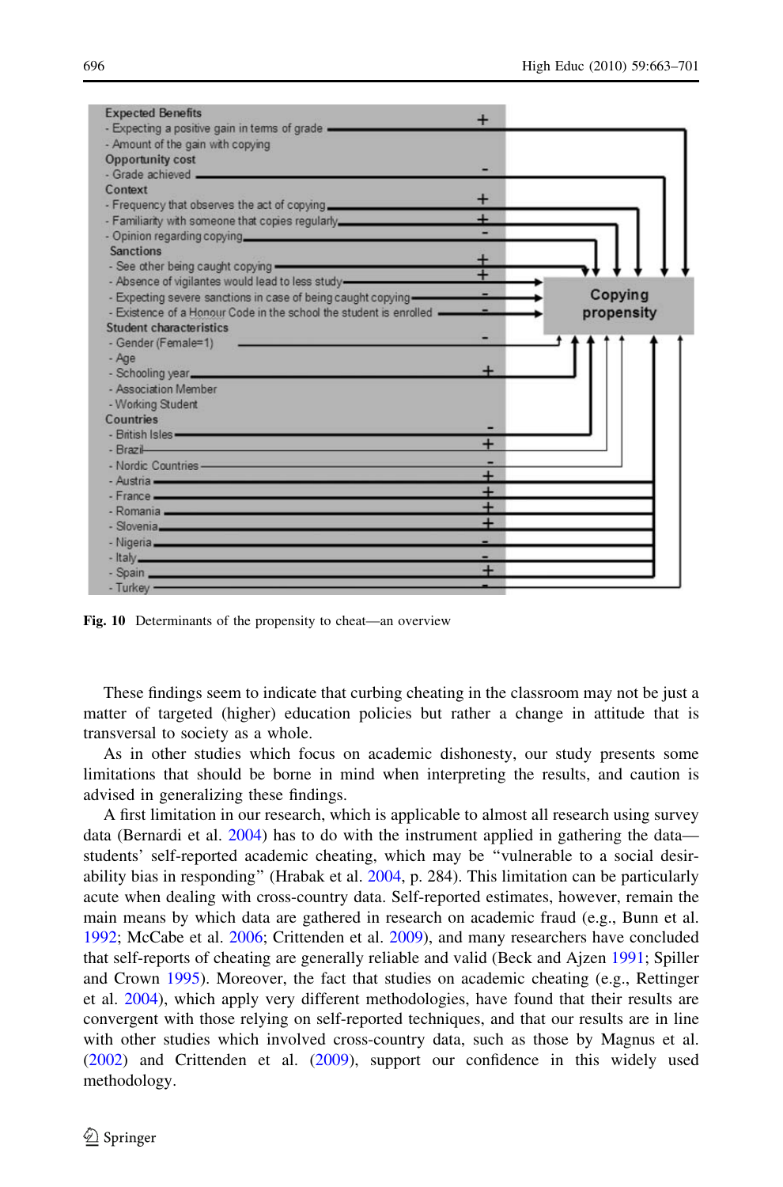Expected Benefits

- Expecting a positive gain in terms of grade (+)
- Amount of the gain with copying

Opportunity cost

- Grade achieved (-)

Context

- Frequency that observes the act of copying (+)
- Familiarity with someone that copies regularly (+)
- Opinion regarding copying (-)

Sanctions

- See other being caught copying (+)
- Absence of vigilantes would lead to less study (+)
- Expecting severe sanctions in case of being caught copying (-)
- Existence of a Honour Code in the school the student is enrolled (-)

Student characteristics

- Gender (Female=1) (-)
- Age
- Schooling year (+)
- Association Member
- Working Student

Countries

- British Isles (-)
- Brazil (+)
- Nordic Countries (-)
- Austria (+)
- France (+)
- Romania (+)
- Slovenia (+)
- Nigeria (-)
- Italy (-)
- Spain (+)
- Turkey (-)

Copying propensity

**Fig. 10** Determinants of the propensity to cheat—an overview

These findings seem to indicate that curbing cheating in the classroom may not be just a matter of targeted (higher) education policies but rather a change in attitude that is transversal to society as a whole.

As in other studies which focus on academic dishonesty, our study presents some limitations that should be borne in mind when interpreting the results, and caution is advised in generalizing these findings.

A first limitation in our research, which is applicable to almost all research using survey data (Bernardi et al. 2004) has to do with the instrument applied in gathering the data—students' self-reported academic cheating, which may be "vulnerable to a social desirability bias in responding" (Hrabak et al. 2004, p. 284). This limitation can be particularly acute when dealing with cross-country data. Self-reported estimates, however, remain the main means by which data are gathered in research on academic fraud (e.g., Bunn et al. 1992; McCabe et al. 2006; Crittenden et al. 2009), and many researchers have concluded that self-reports of cheating are generally reliable and valid (Beck and Ajzen 1991; Spiller and Crown 1995). Moreover, the fact that studies on academic cheating (e.g., Rettinger et al. 2004), which apply very different methodologies, have found that their results are convergent with those relying on self-reported techniques, and that our results are in line with other studies which involved cross-country data, such as those by Magnus et al. (2002) and Crittenden et al. (2009), support our confidence in this widely used methodology.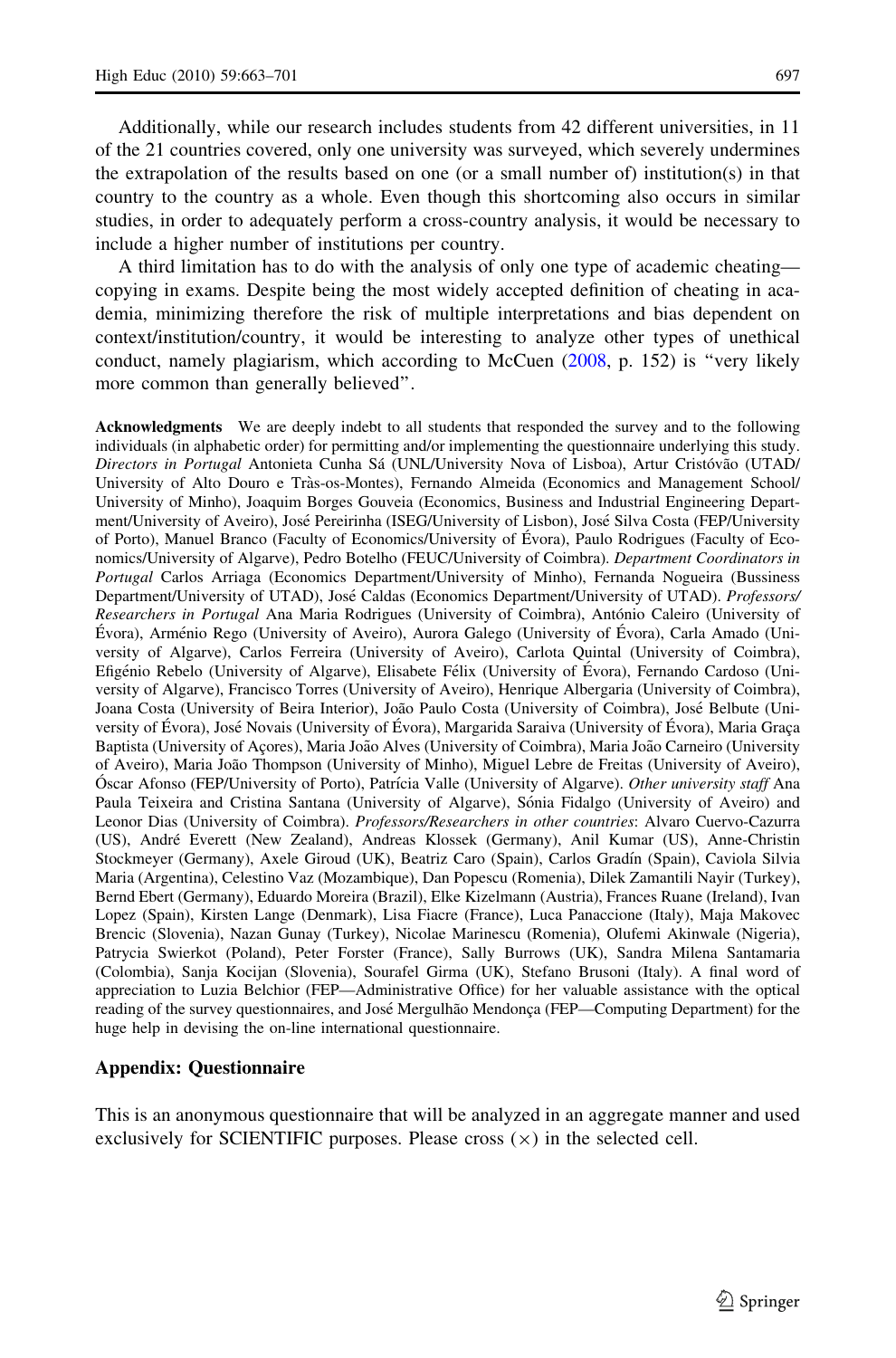Additionally, while our research includes students from 42 different universities, in 11 of the 21 countries covered, only one university was surveyed, which severely undermines the extrapolation of the results based on one (or a small number of) institution(s) in that country to the country as a whole. Even though this shortcoming also occurs in similar studies, in order to adequately perform a cross-country analysis, it would be necessary to include a higher number of institutions per country.

A third limitation has to do with the analysis of only one type of academic cheating—copying in exams. Despite being the most widely accepted definition of cheating in academia, minimizing therefore the risk of multiple interpretations and bias dependent on context/institution/country, it would be interesting to analyze other types of unethical conduct, namely plagiarism, which according to McCuen (2008, p. 152) is "very likely more common than generally believed".

**Acknowledgments** We are deeply indebt to all students that responded the survey and to the following individuals (in alphabetic order) for permitting and/or implementing the questionnaire underlying this study. *Directors in Portugal* Antonieta Cunha Sá (UNL/University Nova of Lisboa), Artur Cristóvão (UTAD/University of Alto Douro e Tràs-os-Montes), Fernando Almeida (Economics and Management School/University of Minho), Joaquim Borges Gouveia (Economics, Business and Industrial Engineering Department/University of Aveiro), José Pereirinha (ISEG/University of Lisbon), José Silva Costa (FEP/University of Porto), Manuel Branco (Faculty of Economics/University of Évora), Paulo Rodrigues (Faculty of Economics/University of Algarve), Pedro Botelho (FEUC/University of Coimbra). *Department Coordinators in Portugal* Carlos Arriaga (Economics Department/University of Minho), Fernanda Nogueira (Bussiness Department/University of UTAD), José Caldas (Economics Department/University of UTAD). *Professors/Researchers in Portugal* Ana Maria Rodrigues (University of Coimbra), António Caleiro (University of Évora), Arménio Rego (University of Aveiro), Aurora Galego (University of Évora), Carla Amado (University of Algarve), Carlos Ferreira (University of Aveiro), Carlota Quintal (University of Coimbra), Efigénio Rebelo (University of Algarve), Elisabete Félix (University of Évora), Fernando Cardoso (University of Algarve), Francisco Torres (University of Aveiro), Henrique Albergaria (University of Coimbra), Joana Costa (University of Beira Interior), João Paulo Costa (University of Coimbra), José Belbute (University of Évora), José Novais (University of Évora), Margarida Saraiva (University of Évora), Maria Graça Baptista (University of Açores), Maria João Alves (University of Coimbra), Maria João Carneiro (University of Aveiro), Maria João Thompson (University of Minho), Miguel Lebre de Freitas (University of Aveiro), Óscar Afonso (FEP/University of Porto), Patrícia Valle (University of Algarve). *Other university staff* Ana Paula Teixeira and Cristina Santana (University of Algarve), Sónia Fidalgo (University of Aveiro) and Leonor Dias (University of Coimbra). *Professors/Researchers in other countries*: Alvaro Cuervo-Cazurra (US), André Everett (New Zealand), Andreas Klossek (Germany), Anil Kumar (US), Anne-Christin Stockmeyer (Germany), Axele Giroud (UK), Beatriz Caro (Spain), Carlos Gradín (Spain), Caviola Silvia Maria (Argentina), Celestino Vaz (Mozambique), Dan Popescu (Romenia), Dilek Zamantili Nayir (Turkey), Bernd Ebert (Germany), Eduardo Moreira (Brazil), Elke Kizelmann (Austria), Frances Ruane (Ireland), Ivan Lopez (Spain), Kirsten Lange (Denmark), Lisa Fiacre (France), Luca Panaccione (Italy), Maja Makovec Brencic (Slovenia), Nazan Gunay (Turkey), Nicolae Marinescu (Romenia), Olufemi Akinwale (Nigeria), Patrycia Swierkot (Poland), Peter Forster (France), Sally Burrows (UK), Sandra Milena Santamaria (Colombia), Sanja Kocijan (Slovenia), Sourafel Girma (UK), Stefano Brusoni (Italy). A final word of appreciation to Luzia Belchior (FEP—Administrative Office) for her valuable assistance with the optical reading of the survey questionnaires, and José Mergulhão Mendonça (FEP—Computing Department) for the huge help in devising the on-line international questionnaire.

## Appendix: Questionnaire

This is an anonymous questionnaire that will be analyzed in an aggregate manner and used exclusively for SCIENTIFIC purposes. Please cross (×) in the selected cell.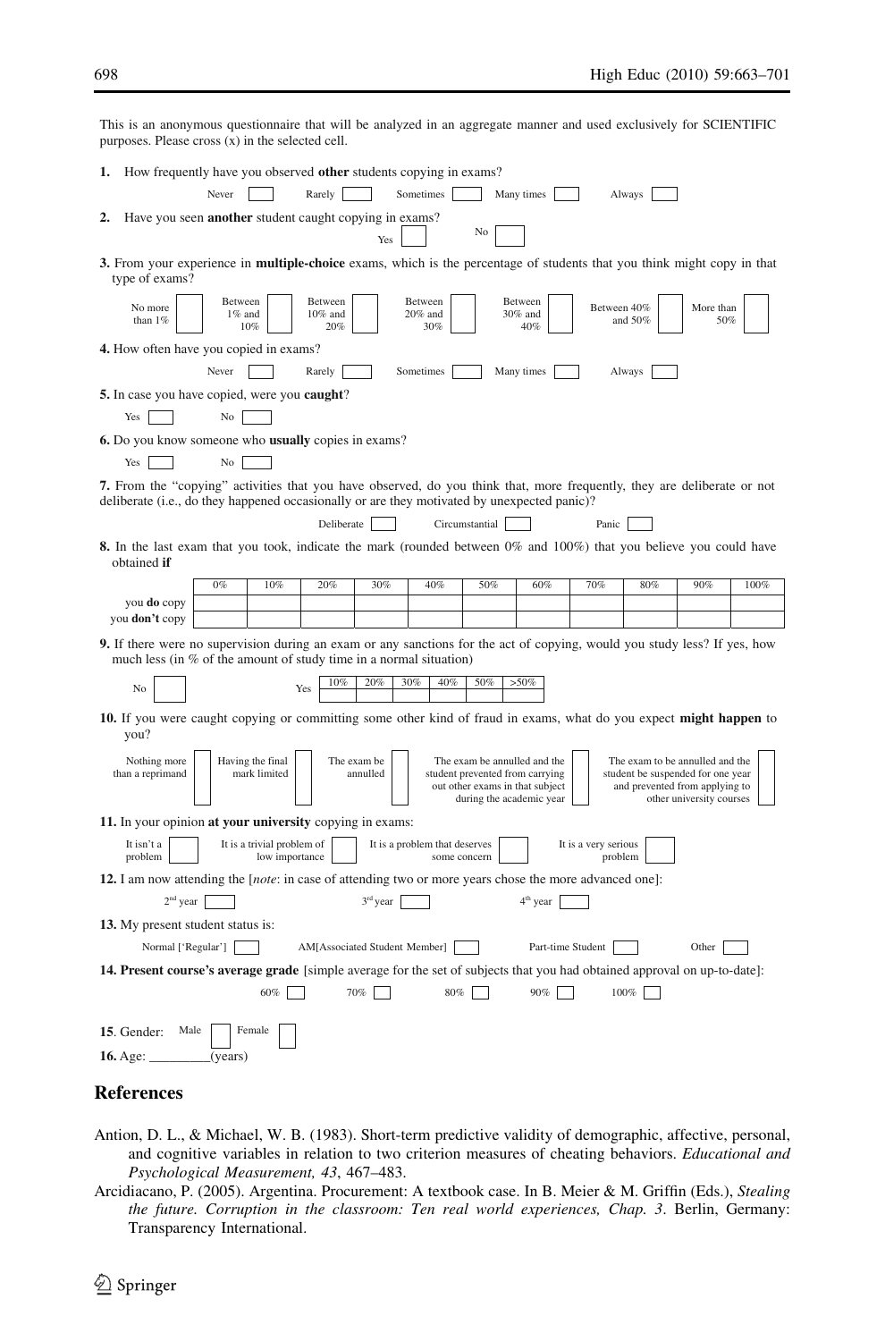This is an anonymous questionnaire that will be analyzed in an aggregate manner and used exclusively for SCIENTIFIC purposes. Please cross (x) in the selected cell.

**1.** How frequently have you observed **other** students copying in exams?

Never ☐ Rarely ☐ Sometimes ☐ Many times ☐ Always ☐

**2.** Have you seen **another** student caught copying in exams?

Yes ☐ No ☐

**3.** From your experience in **multiple-choice** exams, which is the percentage of students that you think might copy in that type of exams?

No more than 1% ☐ Between 1% and 10% ☐ Between 10% and 20% ☐ Between 20% and 30% ☐ Between 30% and 40% ☐ Between 40% and 50% ☐ More than 50% ☐

**4.** How often have you copied in exams?

Never ☐ Rarely ☐ Sometimes ☐ Many times ☐ Always ☐

**5.** In case you have copied, were you **caught**?

Yes ☐ No ☐

**6.** Do you know someone who **usually** copies in exams?

Yes ☐ No ☐

**7.** From the "copying" activities that you have observed, do you think that, more frequently, they are deliberate or not deliberate (i.e., do they happened occasionally or are they motivated by unexpected panic)?

Deliberate ☐ Circumstantial ☐ Panic ☐

**8.** In the last exam that you took, indicate the mark (rounded between 0% and 100%) that you believe you could have obtained **if**

| | 0% | 10% | 20% | 30% | 40% | 50% | 60% | 70% | 80% | 90% | 100% |
|---|---|---|---|---|---|---|---|---|---|---|---|
| you **do** copy | | | | | | | | | | | |
| you **don't** copy | | | | | | | | | | | |

**9.** If there were no supervision during an exam or any sanctions for the act of copying, would you study less? If yes, how much less (in % of the amount of study time in a normal situation)

No ☐ Yes

| 10% | 20% | 30% | 40% | 50% | >50% |
|---|---|---|---|---|---|
| | | | | | |

**10.** If you were caught copying or committing some other kind of fraud in exams, what do you expect **might happen** to you?

Nothing more than a reprimand ☐ Having the final mark limited ☐ The exam be annulled ☐ The exam be annulled and the student prevented from carrying out other exams in that subject during the academic year ☐ The exam to be annulled and the student be suspended for one year and prevented from applying to other university courses ☐

**11.** In your opinion **at your university** copying in exams:

It isn't a problem ☐ It is a trivial problem of low importance ☐ It is a problem that deserves some concern ☐ It is a very serious problem ☐

**12.** I am now attending the [*note*: in case of attending two or more years chose the more advanced one]:

2nd year ☐ 3rd year ☐ 4th year ☐

**13.** My present student status is:

Normal ['Regular'] ☐ AM[Associated Student Member] ☐ Part-time Student ☐ Other ☐

**14. Present course's average grade** [simple average for the set of subjects that you had obtained approval on up-to-date]:

60% ☐ 70% ☐ 80% ☐ 90% ☐ 100% ☐

**15**. Gender: Male ☐ Female ☐

**16.** Age: _________(years)

## References

Antion, D. L., & Michael, W. B. (1983). Short-term predictive validity of demographic, affective, personal, and cognitive variables in relation to two criterion measures of cheating behaviors. *Educational and Psychological Measurement, 43*, 467–483.

Arcidiacano, P. (2005). Argentina. Procurement: A textbook case. In B. Meier & M. Griffin (Eds.), *Stealing the future. Corruption in the classroom: Ten real world experiences, Chap. 3*. Berlin, Germany: Transparency International.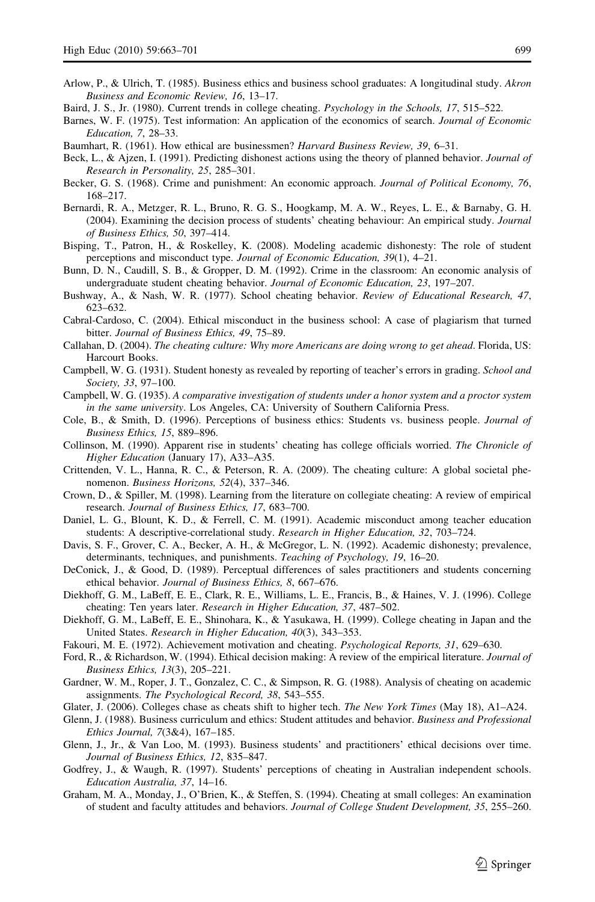Arlow, P., & Ulrich, T. (1985). Business ethics and business school graduates: A longitudinal study. *Akron Business and Economic Review, 16*, 13–17.

Baird, J. S., Jr. (1980). Current trends in college cheating. *Psychology in the Schools, 17*, 515–522.

Barnes, W. F. (1975). Test information: An application of the economics of search. *Journal of Economic Education, 7*, 28–33.

Baumhart, R. (1961). How ethical are businessmen? *Harvard Business Review, 39*, 6–31.

Beck, L., & Ajzen, I. (1991). Predicting dishonest actions using the theory of planned behavior. *Journal of Research in Personality, 25*, 285–301.

Becker, G. S. (1968). Crime and punishment: An economic approach. *Journal of Political Economy, 76*, 168–217.

Bernardi, R. A., Metzger, R. L., Bruno, R. G. S., Hoogkamp, M. A. W., Reyes, L. E., & Barnaby, G. H. (2004). Examining the decision process of students' cheating behaviour: An empirical study. *Journal of Business Ethics, 50*, 397–414.

Bisping, T., Patron, H., & Roskelley, K. (2008). Modeling academic dishonesty: The role of student perceptions and misconduct type. *Journal of Economic Education, 39*(1), 4–21.

Bunn, D. N., Caudill, S. B., & Gropper, D. M. (1992). Crime in the classroom: An economic analysis of undergraduate student cheating behavior. *Journal of Economic Education, 23*, 197–207.

Bushway, A., & Nash, W. R. (1977). School cheating behavior. *Review of Educational Research, 47*, 623–632.

Cabral-Cardoso, C. (2004). Ethical misconduct in the business school: A case of plagiarism that turned bitter. *Journal of Business Ethics, 49*, 75–89.

Callahan, D. (2004). *The cheating culture: Why more Americans are doing wrong to get ahead*. Florida, US: Harcourt Books.

Campbell, W. G. (1931). Student honesty as revealed by reporting of teacher's errors in grading. *School and Society, 33*, 97–100.

Campbell, W. G. (1935). *A comparative investigation of students under a honor system and a proctor system in the same university*. Los Angeles, CA: University of Southern California Press.

Cole, B., & Smith, D. (1996). Perceptions of business ethics: Students vs. business people. *Journal of Business Ethics, 15*, 889–896.

Collinson, M. (1990). Apparent rise in students' cheating has college officials worried. *The Chronicle of Higher Education* (January 17), A33–A35.

Crittenden, V. L., Hanna, R. C., & Peterson, R. A. (2009). The cheating culture: A global societal phenomenon. *Business Horizons, 52*(4), 337–346.

Crown, D., & Spiller, M. (1998). Learning from the literature on collegiate cheating: A review of empirical research. *Journal of Business Ethics, 17*, 683–700.

Daniel, L. G., Blount, K. D., & Ferrell, C. M. (1991). Academic misconduct among teacher education students: A descriptive-correlational study. *Research in Higher Education, 32*, 703–724.

Davis, S. F., Grover, C. A., Becker, A. H., & McGregor, L. N. (1992). Academic dishonesty; prevalence, determinants, techniques, and punishments. *Teaching of Psychology, 19*, 16–20.

DeConick, J., & Good, D. (1989). Perceptual differences of sales practitioners and students concerning ethical behavior. *Journal of Business Ethics, 8*, 667–676.

Diekhoff, G. M., LaBeff, E. E., Clark, R. E., Williams, L. E., Francis, B., & Haines, V. J. (1996). College cheating: Ten years later. *Research in Higher Education, 37*, 487–502.

Diekhoff, G. M., LaBeff, E. E., Shinohara, K., & Yasukawa, H. (1999). College cheating in Japan and the United States. *Research in Higher Education, 40*(3), 343–353.

Fakouri, M. E. (1972). Achievement motivation and cheating. *Psychological Reports, 31*, 629–630.

Ford, R., & Richardson, W. (1994). Ethical decision making: A review of the empirical literature. *Journal of Business Ethics, 13*(3), 205–221.

Gardner, W. M., Roper, J. T., Gonzalez, C. C., & Simpson, R. G. (1988). Analysis of cheating on academic assignments. *The Psychological Record, 38*, 543–555.

Glater, J. (2006). Colleges chase as cheats shift to higher tech. *The New York Times* (May 18), A1–A24.

Glenn, J. (1988). Business curriculum and ethics: Student attitudes and behavior. *Business and Professional Ethics Journal, 7*(3&4), 167–185.

Glenn, J., Jr., & Van Loo, M. (1993). Business students' and practitioners' ethical decisions over time. *Journal of Business Ethics, 12*, 835–847.

Godfrey, J., & Waugh, R. (1997). Students' perceptions of cheating in Australian independent schools. *Education Australia, 37*, 14–16.

Graham, M. A., Monday, J., O'Brien, K., & Steffen, S. (1994). Cheating at small colleges: An examination of student and faculty attitudes and behaviors. *Journal of College Student Development, 35*, 255–260.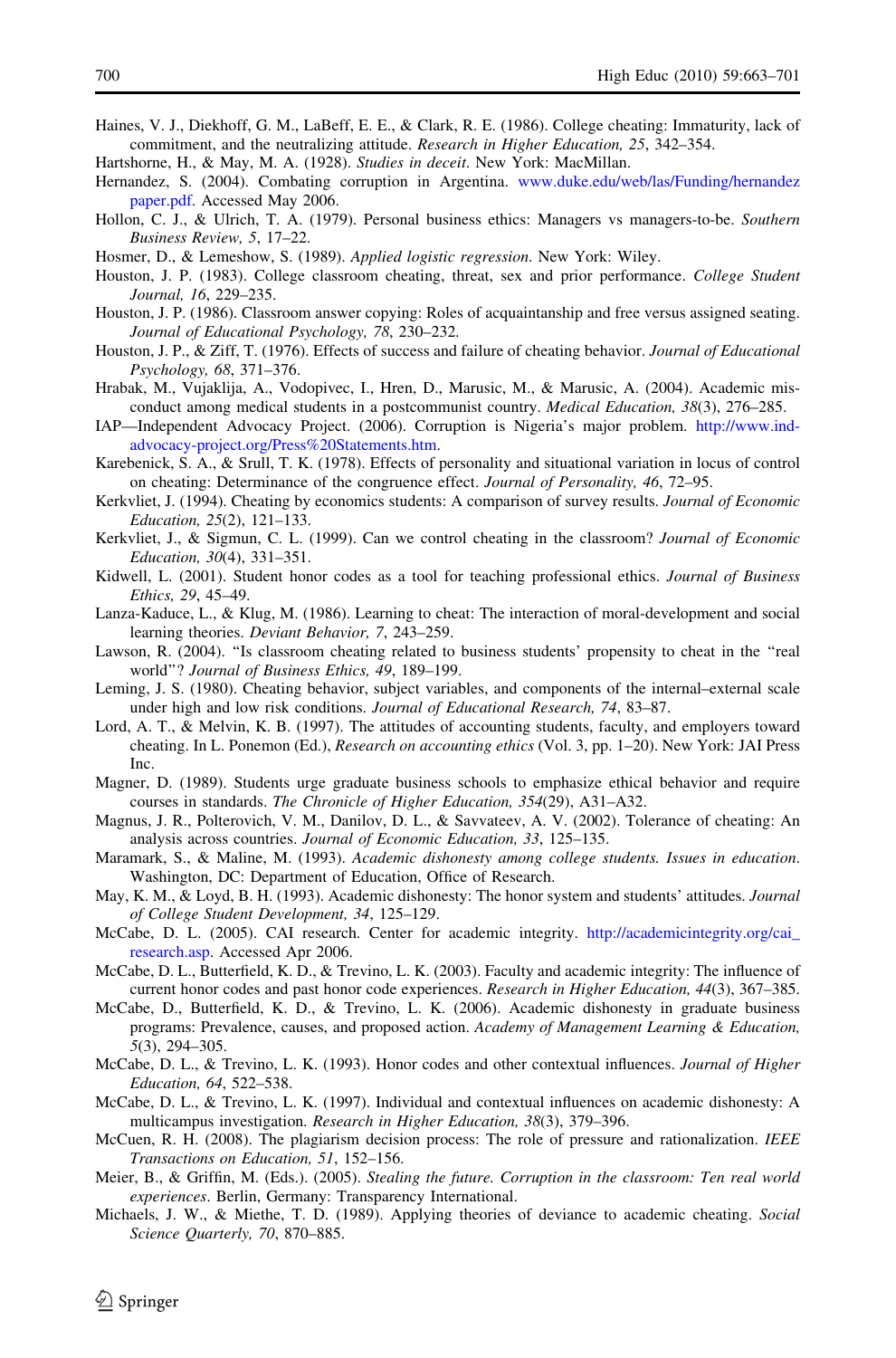Haines, V. J., Diekhoff, G. M., LaBeff, E. E., & Clark, R. E. (1986). College cheating: Immaturity, lack of commitment, and the neutralizing attitude. *Research in Higher Education, 25*, 342–354.

Hartshorne, H., & May, M. A. (1928). *Studies in deceit*. New York: MacMillan.

Hernandez, S. (2004). Combating corruption in Argentina. www.duke.edu/web/las/Funding/hernandezpaper.pdf. Accessed May 2006.

Hollon, C. J., & Ulrich, T. A. (1979). Personal business ethics: Managers vs managers-to-be. *Southern Business Review, 5*, 17–22.

Hosmer, D., & Lemeshow, S. (1989). *Applied logistic regression*. New York: Wiley.

Houston, J. P. (1983). College classroom cheating, threat, sex and prior performance. *College Student Journal, 16*, 229–235.

Houston, J. P. (1986). Classroom answer copying: Roles of acquaintanship and free versus assigned seating. *Journal of Educational Psychology, 78*, 230–232.

Houston, J. P., & Ziff, T. (1976). Effects of success and failure of cheating behavior. *Journal of Educational Psychology, 68*, 371–376.

Hrabak, M., Vujaklija, A., Vodopivec, I., Hren, D., Marusic, M., & Marusic, A. (2004). Academic misconduct among medical students in a postcommunist country. *Medical Education, 38*(3), 276–285.

IAP—Independent Advocacy Project. (2006). Corruption is Nigeria's major problem. http://www.ind-advocacy-project.org/Press%20Statements.htm.

Karebenick, S. A., & Srull, T. K. (1978). Effects of personality and situational variation in locus of control on cheating: Determinance of the congruence effect. *Journal of Personality, 46*, 72–95.

Kerkvliet, J. (1994). Cheating by economics students: A comparison of survey results. *Journal of Economic Education, 25*(2), 121–133.

Kerkvliet, J., & Sigmun, C. L. (1999). Can we control cheating in the classroom? *Journal of Economic Education, 30*(4), 331–351.

Kidwell, L. (2001). Student honor codes as a tool for teaching professional ethics. *Journal of Business Ethics, 29*, 45–49.

Lanza-Kaduce, L., & Klug, M. (1986). Learning to cheat: The interaction of moral-development and social learning theories. *Deviant Behavior, 7*, 243–259.

Lawson, R. (2004). "Is classroom cheating related to business students' propensity to cheat in the "real world"? *Journal of Business Ethics, 49*, 189–199.

Leming, J. S. (1980). Cheating behavior, subject variables, and components of the internal–external scale under high and low risk conditions. *Journal of Educational Research, 74*, 83–87.

Lord, A. T., & Melvin, K. B. (1997). The attitudes of accounting students, faculty, and employers toward cheating. In L. Ponemon (Ed.), *Research on accounting ethics* (Vol. 3, pp. 1–20). New York: JAI Press Inc.

Magner, D. (1989). Students urge graduate business schools to emphasize ethical behavior and require courses in standards. *The Chronicle of Higher Education, 354*(29), A31–A32.

Magnus, J. R., Polterovich, V. M., Danilov, D. L., & Savvateev, A. V. (2002). Tolerance of cheating: An analysis across countries. *Journal of Economic Education, 33*, 125–135.

Maramark, S., & Maline, M. (1993). *Academic dishonesty among college students. Issues in education*. Washington, DC: Department of Education, Office of Research.

May, K. M., & Loyd, B. H. (1993). Academic dishonesty: The honor system and students' attitudes. *Journal of College Student Development, 34*, 125–129.

McCabe, D. L. (2005). CAI research. Center for academic integrity. http://academicintegrity.org/cai_research.asp. Accessed Apr 2006.

McCabe, D. L., Butterfield, K. D., & Trevino, L. K. (2003). Faculty and academic integrity: The influence of current honor codes and past honor code experiences. *Research in Higher Education, 44*(3), 367–385.

McCabe, D., Butterfield, K. D., & Trevino, L. K. (2006). Academic dishonesty in graduate business programs: Prevalence, causes, and proposed action. *Academy of Management Learning & Education, 5*(3), 294–305.

McCabe, D. L., & Trevino, L. K. (1993). Honor codes and other contextual influences. *Journal of Higher Education, 64*, 522–538.

McCabe, D. L., & Trevino, L. K. (1997). Individual and contextual influences on academic dishonesty: A multicampus investigation. *Research in Higher Education, 38*(3), 379–396.

McCuen, R. H. (2008). The plagiarism decision process: The role of pressure and rationalization. *IEEE Transactions on Education, 51*, 152–156.

Meier, B., & Griffin, M. (Eds.). (2005). *Stealing the future. Corruption in the classroom: Ten real world experiences*. Berlin, Germany: Transparency International.

Michaels, J. W., & Miethe, T. D. (1989). Applying theories of deviance to academic cheating. *Social Science Quarterly, 70*, 870–885.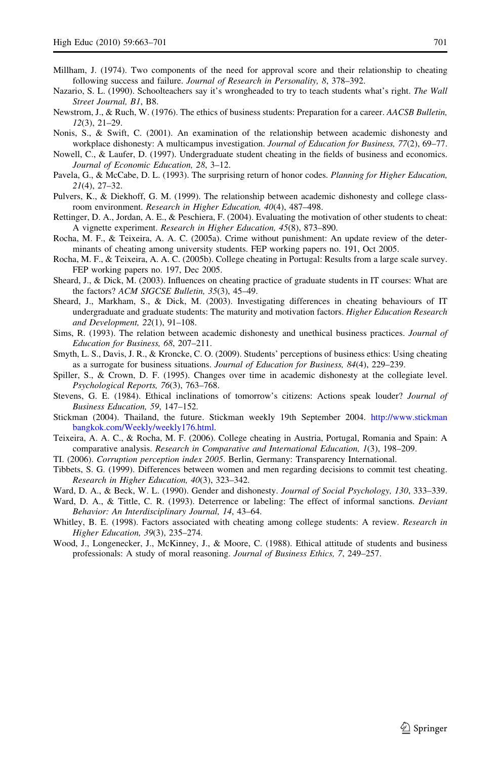Millham, J. (1974). Two components of the need for approval score and their relationship to cheating following success and failure. *Journal of Research in Personality, 8*, 378–392.

Nazario, S. L. (1990). Schoolteachers say it's wrongheaded to try to teach students what's right. *The Wall Street Journal, B1*, B8.

Newstrom, J., & Ruch, W. (1976). The ethics of business students: Preparation for a career. *AACSB Bulletin, 12*(3), 21–29.

Nonis, S., & Swift, C. (2001). An examination of the relationship between academic dishonesty and workplace dishonesty: A multicampus investigation. *Journal of Education for Business, 77*(2), 69–77.

Nowell, C., & Laufer, D. (1997). Undergraduate student cheating in the fields of business and economics. *Journal of Economic Education, 28*, 3–12.

Pavela, G., & McCabe, D. L. (1993). The surprising return of honor codes. *Planning for Higher Education, 21*(4), 27–32.

Pulvers, K., & Diekhoff, G. M. (1999). The relationship between academic dishonesty and college classroom environment. *Research in Higher Education, 40*(4), 487–498.

Rettinger, D. A., Jordan, A. E., & Peschiera, F. (2004). Evaluating the motivation of other students to cheat: A vignette experiment. *Research in Higher Education, 45*(8), 873–890.

Rocha, M. F., & Teixeira, A. A. C. (2005a). Crime without punishment: An update review of the determinants of cheating among university students. FEP working papers no. 191, Oct 2005.

Rocha, M. F., & Teixeira, A. A. C. (2005b). College cheating in Portugal: Results from a large scale survey. FEP working papers no. 197, Dec 2005.

Sheard, J., & Dick, M. (2003). Influences on cheating practice of graduate students in IT courses: What are the factors? *ACM SIGCSE Bulletin, 35*(3), 45–49.

Sheard, J., Markham, S., & Dick, M. (2003). Investigating differences in cheating behaviours of IT undergraduate and graduate students: The maturity and motivation factors. *Higher Education Research and Development, 22*(1), 91–108.

Sims, R. (1993). The relation between academic dishonesty and unethical business practices. *Journal of Education for Business, 68*, 207–211.

Smyth, L. S., Davis, J. R., & Kroncke, C. O. (2009). Students' perceptions of business ethics: Using cheating as a surrogate for business situations. *Journal of Education for Business, 84*(4), 229–239.

Spiller, S., & Crown, D. F. (1995). Changes over time in academic dishonesty at the collegiate level. *Psychological Reports, 76*(3), 763–768.

Stevens, G. E. (1984). Ethical inclinations of tomorrow's citizens: Actions speak louder? *Journal of Business Education, 59*, 147–152.

Stickman (2004). Thailand, the future. Stickman weekly 19th September 2004. http://www.stickmanbangkok.com/Weekly/weekly176.html.

Teixeira, A. A. C., & Rocha, M. F. (2006). College cheating in Austria, Portugal, Romania and Spain: A comparative analysis. *Research in Comparative and International Education, 1*(3), 198–209.

TI. (2006). *Corruption perception index 2005*. Berlin, Germany: Transparency International.

Tibbets, S. G. (1999). Differences between women and men regarding decisions to commit test cheating. *Research in Higher Education, 40*(3), 323–342.

Ward, D. A., & Beck, W. L. (1990). Gender and dishonesty. *Journal of Social Psychology, 130*, 333–339.

Ward, D. A., & Tittle, C. R. (1993). Deterrence or labeling: The effect of informal sanctions. *Deviant Behavior: An Interdisciplinary Journal, 14*, 43–64.

Whitley, B. E. (1998). Factors associated with cheating among college students: A review. *Research in Higher Education, 39*(3), 235–274.

Wood, J., Longenecker, J., McKinney, J., & Moore, C. (1988). Ethical attitude of students and business professionals: A study of moral reasoning. *Journal of Business Ethics, 7*, 249–257.